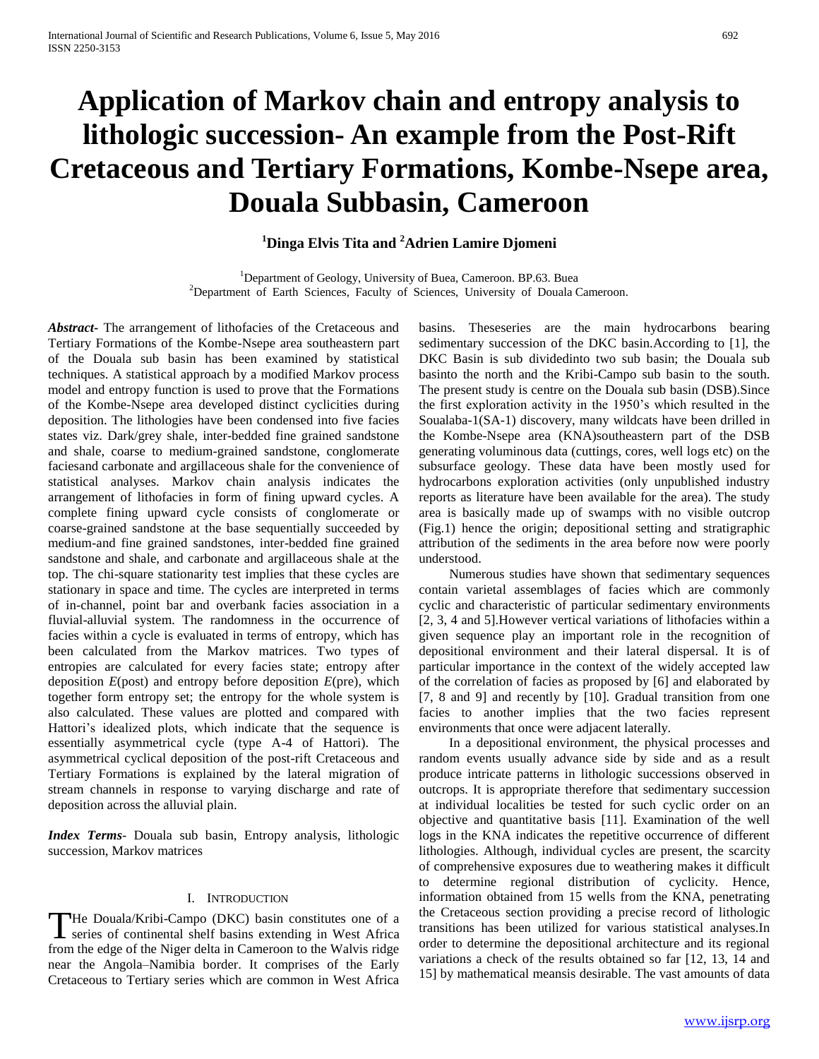# Application of Markov chain and entropy analysis to lithologic succession- An example from the Post-Rift Cretaceous and Tertiary Formations, Kombe-Nsepe area, Douala Subbasin, Cameroon

**[1]Dinga Elvis Tita and [2]Adrien Lamire Djomeni**

[1]Department of Geology, University of Buea, Cameroon. BP.63. Buea
[2]Department of Earth Sciences, Faculty of Sciences, University of Douala Cameroon.

***Abstract***- The arrangement of lithofacies of the Cretaceous and Tertiary Formations of the Kombe-Nsepe area southeastern part of the Douala sub basin has been examined by statistical techniques. A statistical approach by a modified Markov process model and entropy function is used to prove that the Formations of the Kombe-Nsepe area developed distinct cyclicities during deposition. The lithologies have been condensed into five facies states viz. Dark/grey shale, inter-bedded fine grained sandstone and shale, coarse to medium-grained sandstone, conglomerate faciesand carbonate and argillaceous shale for the convenience of statistical analyses. Markov chain analysis indicates the arrangement of lithofacies in form of fining upward cycles. A complete fining upward cycle consists of conglomerate or coarse-grained sandstone at the base sequentially succeeded by medium-and fine grained sandstones, inter-bedded fine grained sandstone and shale, and carbonate and argillaceous shale at the top. The chi-square stationarity test implies that these cycles are stationary in space and time. The cycles are interpreted in terms of in-channel, point bar and overbank facies association in a fluvial-alluvial system. The randomness in the occurrence of facies within a cycle is evaluated in terms of entropy, which has been calculated from the Markov matrices. Two types of entropies are calculated for every facies state; entropy after deposition *E*(post) and entropy before deposition *E*(pre), which together form entropy set; the entropy for the whole system is also calculated. These values are plotted and compared with Hattori's idealized plots, which indicate that the sequence is essentially asymmetrical cycle (type A-4 of Hattori). The asymmetrical cyclical deposition of the post-rift Cretaceous and Tertiary Formations is explained by the lateral migration of stream channels in response to varying discharge and rate of deposition across the alluvial plain.

***Index Terms***- Douala sub basin, Entropy analysis, lithologic succession, Markov matrices

## I. Introduction

The Douala/Kribi-Campo (DKC) basin constitutes one of a series of continental shelf basins extending in West Africa from the edge of the Niger delta in Cameroon to the Walvis ridge near the Angola–Namibia border. It comprises of the Early Cretaceous to Tertiary series which are common in West Africa basins. Theseseries are the main hydrocarbons bearing sedimentary succession of the DKC basin.According to [1], the DKC Basin is sub dividedinto two sub basin; the Douala sub basinto the north and the Kribi-Campo sub basin to the south. The present study is centre on the Douala sub basin (DSB).Since the first exploration activity in the 1950's which resulted in the Soualaba-1(SA-1) discovery, many wildcats have been drilled in the Kombe-Nsepe area (KNA)southeastern part of the DSB generating voluminous data (cuttings, cores, well logs etc) on the subsurface geology. These data have been mostly used for hydrocarbons exploration activities (only unpublished industry reports as literature have been available for the area). The study area is basically made up of swamps with no visible outcrop (Fig.1) hence the origin; depositional setting and stratigraphic attribution of the sediments in the area before now were poorly understood.

Numerous studies have shown that sedimentary sequences contain varietal assemblages of facies which are commonly cyclic and characteristic of particular sedimentary environments [2, 3, 4 and 5].However vertical variations of lithofacies within a given sequence play an important role in the recognition of depositional environment and their lateral dispersal. It is of particular importance in the context of the widely accepted law of the correlation of facies as proposed by [6] and elaborated by [7, 8 and 9] and recently by [10]. Gradual transition from one facies to another implies that the two facies represent environments that once were adjacent laterally.

In a depositional environment, the physical processes and random events usually advance side by side and as a result produce intricate patterns in lithologic successions observed in outcrops. It is appropriate therefore that sedimentary succession at individual localities be tested for such cyclic order on an objective and quantitative basis [11]. Examination of the well logs in the KNA indicates the repetitive occurrence of different lithologies. Although, individual cycles are present, the scarcity of comprehensive exposures due to weathering makes it difficult to determine regional distribution of cyclicity. Hence, information obtained from 15 wells from the KNA, penetrating the Cretaceous section providing a precise record of lithologic transitions has been utilized for various statistical analyses.In order to determine the depositional architecture and its regional variations a check of the results obtained so far [12, 13, 14 and 15] by mathematical meansis desirable. The vast amounts of data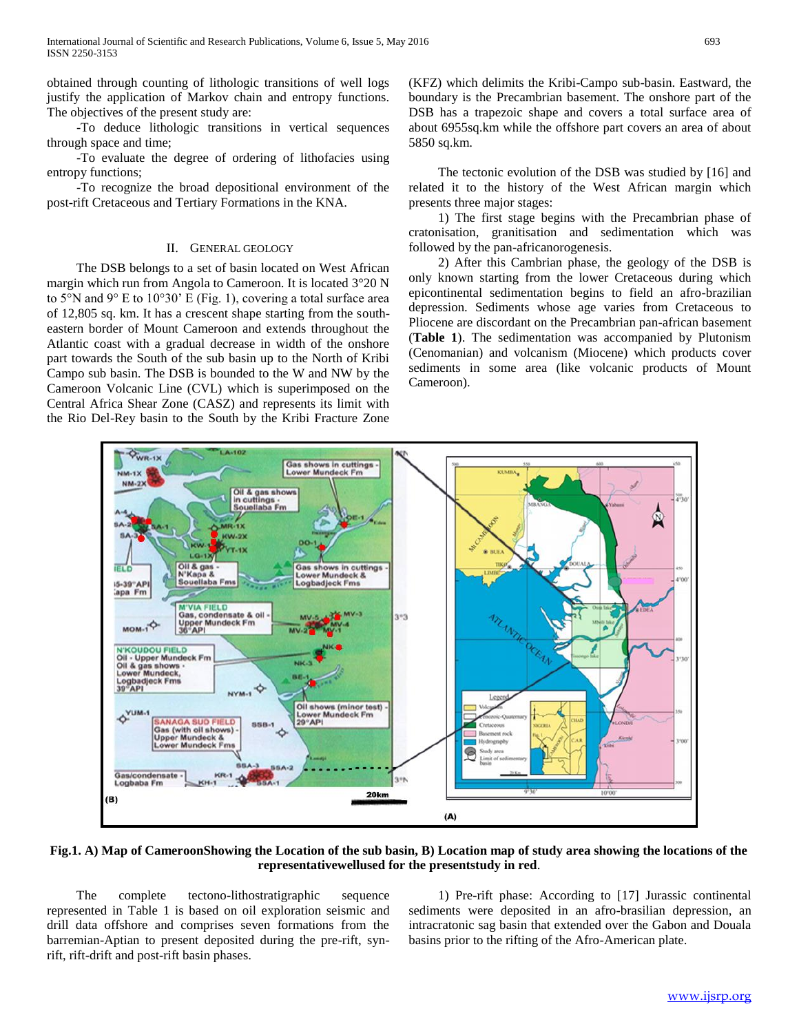obtained through counting of lithologic transitions of well logs justify the application of Markov chain and entropy functions. The objectives of the present study are:

-To deduce lithologic transitions in vertical sequences through space and time;

-To evaluate the degree of ordering of lithofacies using entropy functions;

-To recognize the broad depositional environment of the post-rift Cretaceous and Tertiary Formations in the KNA.

## II. General Geology

The DSB belongs to a set of basin located on West African margin which run from Angola to Cameroon. It is located 3°20 N to 5°N and 9° E to 10°30' E (Fig. 1), covering a total surface area of 12,805 sq. km. It has a crescent shape starting from the south-eastern border of Mount Cameroon and extends throughout the Atlantic coast with a gradual decrease in width of the onshore part towards the South of the sub basin up to the North of Kribi Campo sub basin. The DSB is bounded to the W and NW by the Cameroon Volcanic Line (CVL) which is superimposed on the Central Africa Shear Zone (CASZ) and represents its limit with the Rio Del-Rey basin to the South by the Kribi Fracture Zone (KFZ) which delimits the Kribi-Campo sub-basin. Eastward, the boundary is the Precambrian basement. The onshore part of the DSB has a trapezoic shape and covers a total surface area of about 6955sq.km while the offshore part covers an area of about 5850 sq.km.

The tectonic evolution of the DSB was studied by [16] and related it to the history of the West African margin which presents three major stages:

1) The first stage begins with the Precambrian phase of cratonisation, granitisation and sedimentation which was followed by the pan-africanorogenesis.

2) After this Cambrian phase, the geology of the DSB is only known starting from the lower Cretaceous during which epicontinental sedimentation begins to field an afro-brazilian depression. Sediments whose age varies from Cretaceous to Pliocene are discordant on the Precambrian pan-african basement (**Table 1**). The sedimentation was accompanied by Plutonism (Cenomanian) and volcanism (Miocene) which products cover sediments in some area (like volcanic products of Mount Cameroon).

**Fig.1. A) Map of CameroonShowing the Location of the sub basin, B) Location map of study area showing the locations of the representativewellused for the presentstudy in red.**

The complete tectono-lithostratigraphic sequence represented in Table 1 is based on oil exploration seismic and drill data offshore and comprises seven formations from the barremian-Aptian to present deposited during the pre-rift, syn-rift, rift-drift and post-rift basin phases.

1) Pre-rift phase: According to [17] Jurassic continental sediments were deposited in an afro-brasilian depression, an intracratonic sag basin that extended over the Gabon and Douala basins prior to the rifting of the Afro-American plate.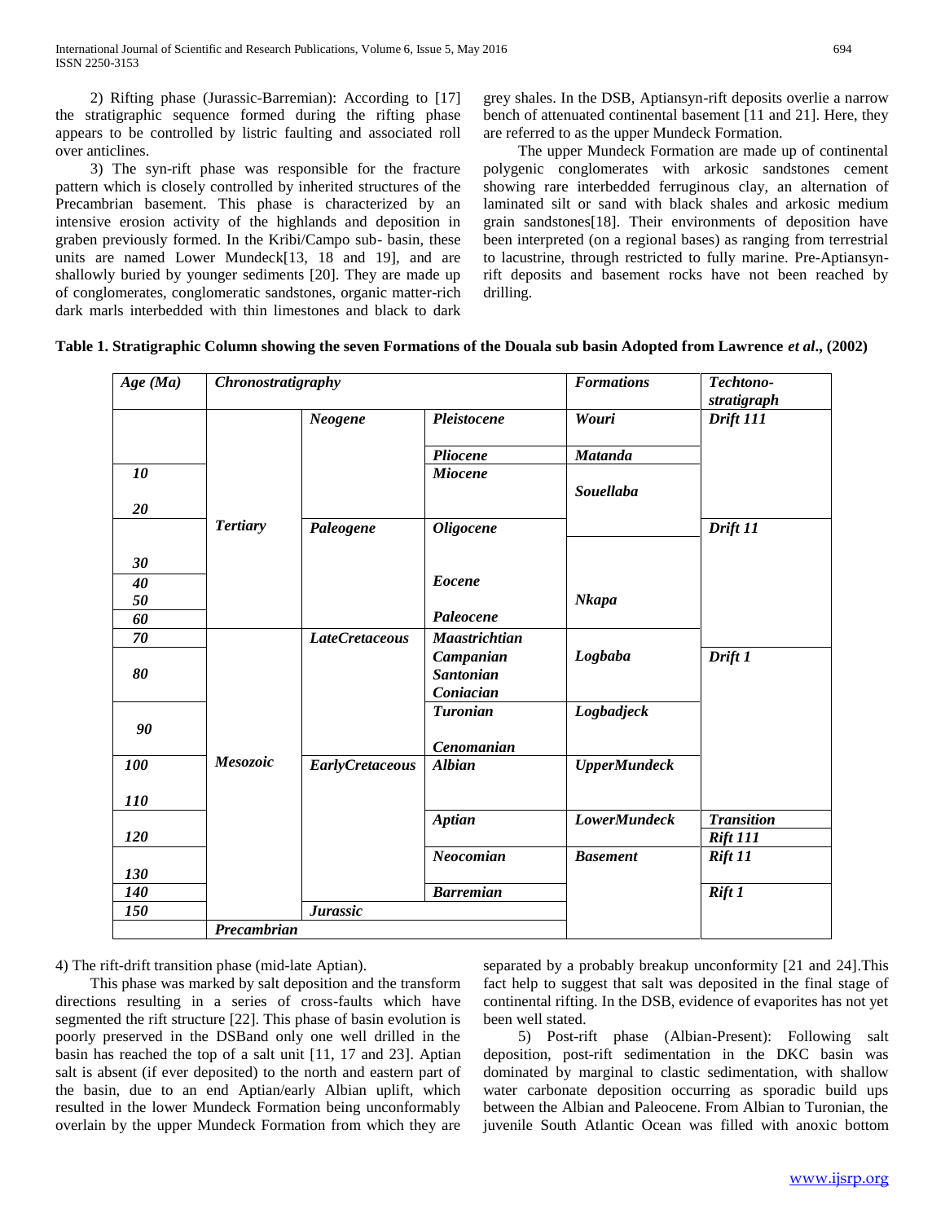2) Rifting phase (Jurassic-Barremian): According to [17] the stratigraphic sequence formed during the rifting phase appears to be controlled by listric faulting and associated roll over anticlines.

3) The syn-rift phase was responsible for the fracture pattern which is closely controlled by inherited structures of the Precambrian basement. This phase is characterized by an intensive erosion activity of the highlands and deposition in graben previously formed. In the Kribi/Campo sub- basin, these units are named Lower Mundeck[13, 18 and 19], and are shallowly buried by younger sediments [20]. They are made up of conglomerates, conglomeratic sandstones, organic matter-rich dark marls interbedded with thin limestones and black to dark grey shales. In the DSB, Aptiansyn-rift deposits overlie a narrow bench of attenuated continental basement [11 and 21]. Here, they are referred to as the upper Mundeck Formation.

The upper Mundeck Formation are made up of continental polygenic conglomerates with arkosic sandstones cement showing rare interbedded ferruginous clay, an alternation of laminated silt or sand with black shales and arkosic medium grain sandstones[18]. Their environments of deposition have been interpreted (on a regional bases) as ranging from terrestrial to lacustrine, through restricted to fully marine. Pre-Aptiansyn-rift deposits and basement rocks have not been reached by drilling.

**Table 1. Stratigraphic Column showing the seven Formations of the Douala sub basin Adopted from Lawrence *et al*., (2002)**

| *Age (Ma)* | *Chronostratigraphy* | | | *Formations* | *Techtono-stratigraph* |
|---|---|---|---|---|---|
| | | *Neogene* | *Pleistocene* | *Wouri* | *Drift 111* |
| | | | *Pliocene* | *Matanda* | |
| *10* | | | *Miocene* | *Souellaba* | |
| *20* | | | | | |
| | *Tertiary* | *Paleogene* | *Oligocene* | | *Drift 11* |
| *30* | | | | *Nkapa* | |
| *40* | | | *Eocene* | | |
| *50* | | | | | |
| *60* | | | *Paleocene* | | |
| *70* | | *LateCretaceous* | *Maastrichtian* | *Logbaba* | |
| *80* | | | *Campanian* *Santonian* *Coniacian* | | *Drift 1* |
| *90* | | | *Turonian* *Cenomanian* | *Logbadjeck* | |
| *100* | *Mesozoic* | *EarlyCretaceous* | *Albian* | *UpperMundeck* | |
| *110* | | | | | |
| *120* | | | *Aptian* | *LowerMundeck* | *Transition* *Rift 111* |
| *130* | | | *Neocomian* | *Basement* | *Rift 11* |
| *140* | | | *Barremian* | | *Rift 1* |
| *150* | | *Jurassic* | | | |
| | *Precambrian* | | | | |

4) The rift-drift transition phase (mid-late Aptian).

This phase was marked by salt deposition and the transform directions resulting in a series of cross-faults which have segmented the rift structure [22]. This phase of basin evolution is poorly preserved in the DSBand only one well drilled in the basin has reached the top of a salt unit [11, 17 and 23]. Aptian salt is absent (if ever deposited) to the north and eastern part of the basin, due to an end Aptian/early Albian uplift, which resulted in the lower Mundeck Formation being unconformably overlain by the upper Mundeck Formation from which they are separated by a probably breakup unconformity [21 and 24].This fact help to suggest that salt was deposited in the final stage of continental rifting. In the DSB, evidence of evaporites has not yet been well stated.

5) Post-rift phase (Albian-Present): Following salt deposition, post-rift sedimentation in the DKC basin was dominated by marginal to clastic sedimentation, with shallow water carbonate deposition occurring as sporadic build ups between the Albian and Paleocene. From Albian to Turonian, the juvenile South Atlantic Ocean was filled with anoxic bottom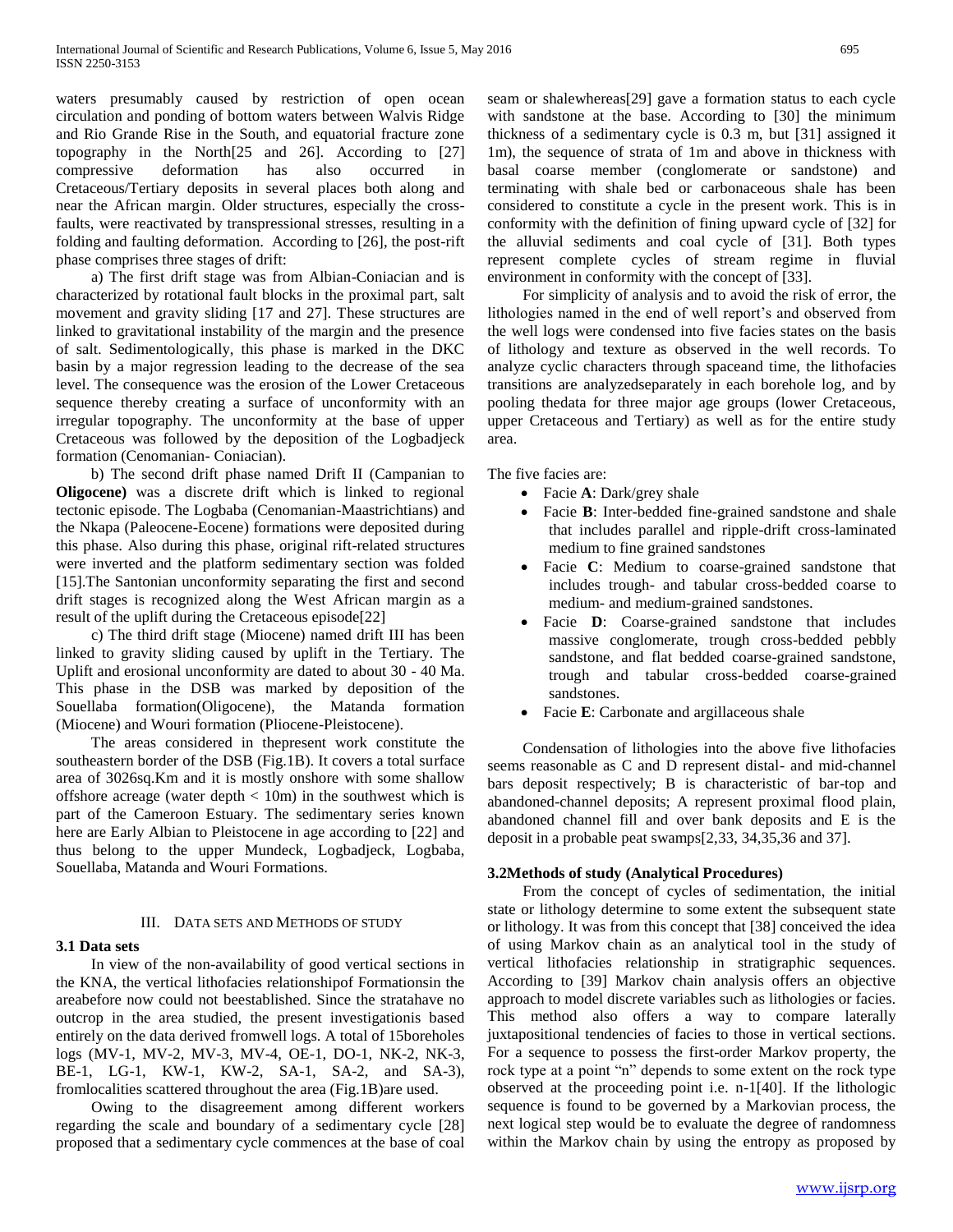waters presumably caused by restriction of open ocean circulation and ponding of bottom waters between Walvis Ridge and Rio Grande Rise in the South, and equatorial fracture zone topography in the North[25 and 26]. According to [27] compressive deformation has also occurred in Cretaceous/Tertiary deposits in several places both along and near the African margin. Older structures, especially the cross-faults, were reactivated by transpressional stresses, resulting in a folding and faulting deformation. According to [26], the post-rift phase comprises three stages of drift:

a) The first drift stage was from Albian-Coniacian and is characterized by rotational fault blocks in the proximal part, salt movement and gravity sliding [17 and 27]. These structures are linked to gravitational instability of the margin and the presence of salt. Sedimentologically, this phase is marked in the DKC basin by a major regression leading to the decrease of the sea level. The consequence was the erosion of the Lower Cretaceous sequence thereby creating a surface of unconformity with an irregular topography. The unconformity at the base of upper Cretaceous was followed by the deposition of the Logbadjeck formation (Cenomanian- Coniacian).

b) The second drift phase named Drift II (Campanian to **Oligocene)** was a discrete drift which is linked to regional tectonic episode. The Logbaba (Cenomanian-Maastrichtians) and the Nkapa (Paleocene-Eocene) formations were deposited during this phase. Also during this phase, original rift-related structures were inverted and the platform sedimentary section was folded [15].The Santonian unconformity separating the first and second drift stages is recognized along the West African margin as a result of the uplift during the Cretaceous episode[22]

c) The third drift stage (Miocene) named drift III has been linked to gravity sliding caused by uplift in the Tertiary. The Uplift and erosional unconformity are dated to about 30 - 40 Ma. This phase in the DSB was marked by deposition of the Souellaba formation(Oligocene), the Matanda formation (Miocene) and Wouri formation (Pliocene-Pleistocene).

The areas considered in thepresent work constitute the southeastern border of the DSB (Fig.1B). It covers a total surface area of 3026sq.Km and it is mostly onshore with some shallow offshore acreage (water depth < 10m) in the southwest which is part of the Cameroon Estuary. The sedimentary series known here are Early Albian to Pleistocene in age according to [22] and thus belong to the upper Mundeck, Logbadjeck, Logbaba, Souellaba, Matanda and Wouri Formations.

## III. Data sets and Methods of study

### 3.1 Data sets

In view of the non-availability of good vertical sections in the KNA, the vertical lithofacies relationshipof Formationsin the areabefore now could not beestablished. Since the stratahave no outcrop in the area studied, the present investigationis based entirely on the data derived fromwell logs. A total of 15boreholes logs (MV-1, MV-2, MV-3, MV-4, OE-1, DO-1, NK-2, NK-3, BE-1, LG-1, KW-1, KW-2, SA-1, SA-2, and SA-3), fromlocalities scattered throughout the area (Fig.1B)are used.

Owing to the disagreement among different workers regarding the scale and boundary of a sedimentary cycle [28] proposed that a sedimentary cycle commences at the base of coal seam or shalewhereas[29] gave a formation status to each cycle with sandstone at the base. According to [30] the minimum thickness of a sedimentary cycle is 0.3 m, but [31] assigned it 1m), the sequence of strata of 1m and above in thickness with basal coarse member (conglomerate or sandstone) and terminating with shale bed or carbonaceous shale has been considered to constitute a cycle in the present work. This is in conformity with the definition of fining upward cycle of [32] for the alluvial sediments and coal cycle of [31]. Both types represent complete cycles of stream regime in fluvial environment in conformity with the concept of [33].

For simplicity of analysis and to avoid the risk of error, the lithologies named in the end of well report's and observed from the well logs were condensed into five facies states on the basis of lithology and texture as observed in the well records. To analyze cyclic characters through spaceand time, the lithofacies transitions are analyzedseparately in each borehole log, and by pooling thedata for three major age groups (lower Cretaceous, upper Cretaceous and Tertiary) as well as for the entire study area.

The five facies are:

- Facie **A**: Dark/grey shale
- Facie **B**: Inter-bedded fine-grained sandstone and shale that includes parallel and ripple-drift cross-laminated medium to fine grained sandstones
- Facie **C**: Medium to coarse-grained sandstone that includes trough- and tabular cross-bedded coarse to medium- and medium-grained sandstones.
- Facie **D**: Coarse-grained sandstone that includes massive conglomerate, trough cross-bedded pebbly sandstone, and flat bedded coarse-grained sandstone, trough and tabular cross-bedded coarse-grained sandstones.
- Facie **E**: Carbonate and argillaceous shale

Condensation of lithologies into the above five lithofacies seems reasonable as C and D represent distal- and mid-channel bars deposit respectively; B is characteristic of bar-top and abandoned-channel deposits; A represent proximal flood plain, abandoned channel fill and over bank deposits and E is the deposit in a probable peat swamps[2,33, 34,35,36 and 37].

### 3.2Methods of study (Analytical Procedures)

From the concept of cycles of sedimentation, the initial state or lithology determine to some extent the subsequent state or lithology. It was from this concept that [38] conceived the idea of using Markov chain as an analytical tool in the study of vertical lithofacies relationship in stratigraphic sequences. According to [39] Markov chain analysis offers an objective approach to model discrete variables such as lithologies or facies. This method also offers a way to compare laterally juxtapositional tendencies of facies to those in vertical sections. For a sequence to possess the first-order Markov property, the rock type at a point "n" depends to some extent on the rock type observed at the proceeding point i.e. n-1[40]. If the lithologic sequence is found to be governed by a Markovian process, the next logical step would be to evaluate the degree of randomness within the Markov chain by using the entropy as proposed by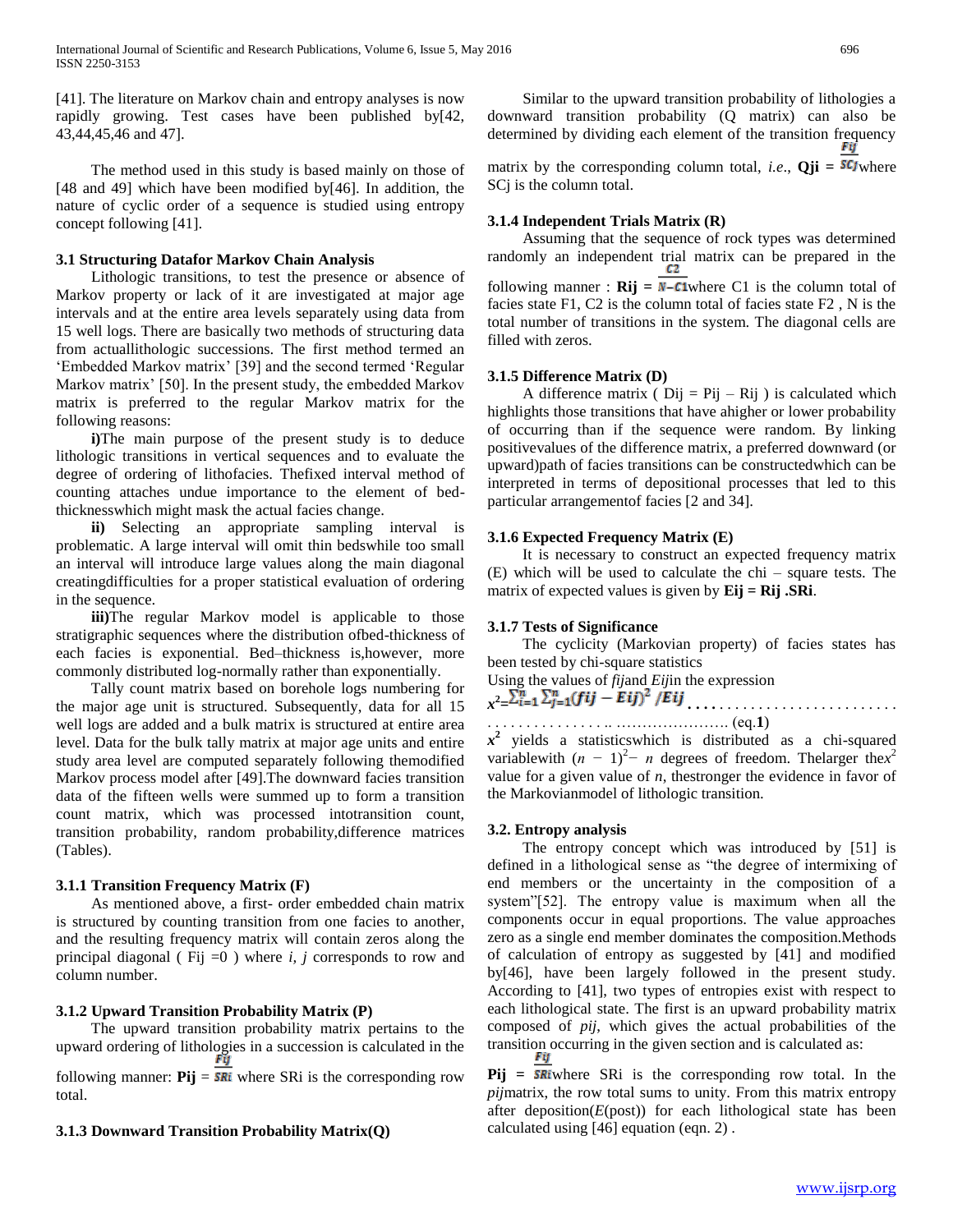[41]. The literature on Markov chain and entropy analyses is now rapidly growing. Test cases have been published by[42, 43,44,45,46 and 47].

The method used in this study is based mainly on those of [48 and 49] which have been modified by[46]. In addition, the nature of cyclic order of a sequence is studied using entropy concept following [41].

### 3.1 Structuring Datafor Markov Chain Analysis

Lithologic transitions, to test the presence or absence of Markov property or lack of it are investigated at major age intervals and at the entire area levels separately using data from 15 well logs. There are basically two methods of structuring data from actuallithologic successions. The first method termed an 'Embedded Markov matrix' [39] and the second termed 'Regular Markov matrix' [50]. In the present study, the embedded Markov matrix is preferred to the regular Markov matrix for the following reasons:

**i)**The main purpose of the present study is to deduce lithologic transitions in vertical sequences and to evaluate the degree of ordering of lithofacies. Thefixed interval method of counting attaches undue importance to the element of bed-thicknesswhich might mask the actual facies change.

**ii)** Selecting an appropriate sampling interval is problematic. A large interval will omit thin bedswhile too small an interval will introduce large values along the main diagonal creatingdifficulties for a proper statistical evaluation of ordering in the sequence.

**iii)**The regular Markov model is applicable to those stratigraphic sequences where the distribution ofbed-thickness of each facies is exponential. Bed–thickness is,however, more commonly distributed log-normally rather than exponentially.

Tally count matrix based on borehole logs numbering for the major age unit is structured. Subsequently, data for all 15 well logs are added and a bulk matrix is structured at entire area level. Data for the bulk tally matrix at major age units and entire study area level are computed separately following themodified Markov process model after [49].The downward facies transition data of the fifteen wells were summed up to form a transition count matrix, which was processed intotransition count, transition probability, random probability,difference matrices (Tables).

#### 3.1.1 Transition Frequency Matrix (F)

As mentioned above, a first- order embedded chain matrix is structured by counting transition from one facies to another, and the resulting frequency matrix will contain zeros along the principal diagonal ( $F_{ij} = 0$ ) where *i, j* corresponds to row and column number.

#### 3.1.2 Upward Transition Probability Matrix (P)

The upward transition probability matrix pertains to the upward ordering of lithologies in a succession is calculated in the following manner: $\mathbf{P_{ij}} = \frac{F_{ij}}{SR_i}$ where SRi is the corresponding row total.

#### 3.1.3 Downward Transition Probability Matrix(Q)

Similar to the upward transition probability of lithologies a downward transition probability (Q matrix) can also be determined by dividing each element of the transition frequency matrix by the corresponding column total, *i.e.*, $\mathbf{Q_{ji}} = \frac{F_{ij}}{SC_j}$ where SCj is the column total.

#### 3.1.4 Independent Trials Matrix (R)

Assuming that the sequence of rock types was determined randomly an independent trial matrix can be prepared in the following manner : $\mathbf{R_{ij}} = \frac{C2}{N - C1}$ where C1 is the column total of facies state F1, C2 is the column total of facies state F2 , N is the total number of transitions in the system. The diagonal cells are filled with zeros.

#### 3.1.5 Difference Matrix (D)

A difference matrix ( $D_{ij} = P_{ij} – R_{ij}$ ) is calculated which highlights those transitions that have ahigher or lower probability of occurring than if the sequence were random. By linking positivevalues of the difference matrix, a preferred downward (or upward)path of facies transitions can be constructedwhich can be interpreted in terms of depositional processes that led to this particular arrangementof facies [2 and 34].

#### 3.1.6 Expected Frequency Matrix (E)

It is necessary to construct an expected frequency matrix (E) which will be used to calculate the chi – square tests. The matrix of expected values is given by $\mathbf{E_{ij} = R_{ij} . SR_i}$.

#### 3.1.7 Tests of Significance

The cyclicity (Markovian property) of facies states has been tested by chi-square statistics

Using the values of *fij*and *Eij*in the expression

$$x^2 = \sum_{i=1}^{n} \sum_{j=1}^{n} (f_{ij} - E_{ij})^2 / E_{ij} \quad \text{(eq.1)}$$

$x^2$ yields a statisticswhich is distributed as a chi-squared variablewith $(n - 1)^2 - n$ degrees of freedom. Thelarger the $x^2$ value for a given value of *n*, thestronger the evidence in favor of the Markovianmodel of lithologic transition.

### 3.2. Entropy analysis

The entropy concept which was introduced by [51] is defined in a lithological sense as "the degree of intermixing of end members or the uncertainty in the composition of a system"[52]. The entropy value is maximum when all the components occur in equal proportions. The value approaches zero as a single end member dominates the composition.Methods of calculation of entropy as suggested by [41] and modified by[46], have been largely followed in the present study. According to [41], two types of entropies exist with respect to each lithological state. The first is an upward probability matrix composed of *pij*, which gives the actual probabilities of the transition occurring in the given section and is calculated as:

$\mathbf{P_{ij}} = \frac{F_{ij}}{SR_i}$ where SRi is the corresponding row total. In the *pij*matrix, the row total sums to unity. From this matrix entropy after deposition(*E*(post)) for each lithological state has been calculated using [46] equation (eqn. 2) .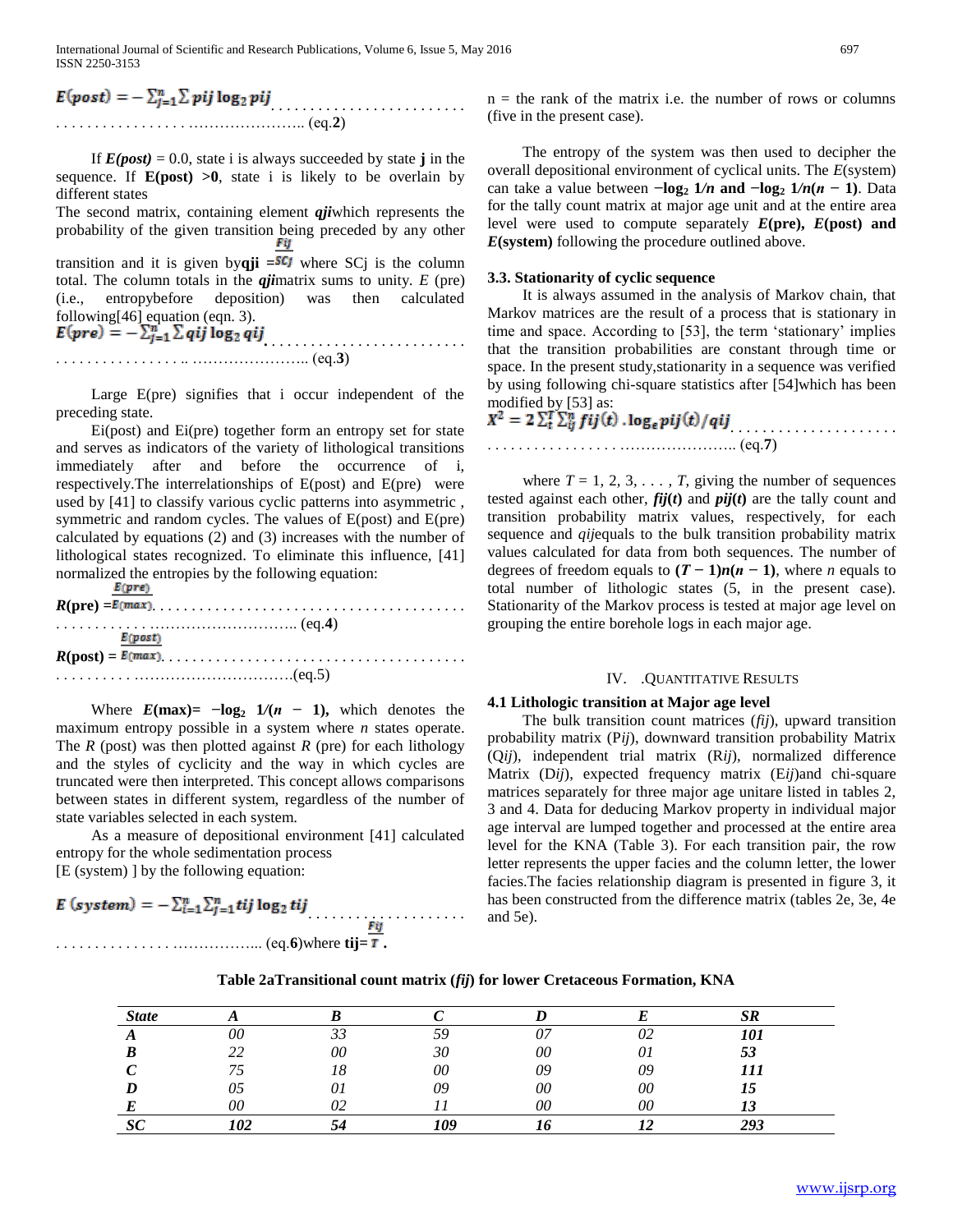$$E(post) = -\sum_{j=1}^{n} \sum pij \log_2 pij \qquad \text{(eq.2)}$$

If $E(post) = 0.0$, state i is always succeeded by state **j** in the sequence. If **E(post) >0**, state i is likely to be overlain by different states

The second matrix, containing element $qji$ which represents the probability of the given transition being preceded by any other transition and it is given by $qji = \frac{Fij}{SCj}$ where SCj is the column total. The column totals in the $qji$ matrix sums to unity. *E* (pre) (i.e., entropybefore deposition) was then calculated following[46] equation (eqn. 3).

$$E(pre) = -\sum_{j=1}^{n} \sum qij \log_2 qij \qquad \text{(eq.3)}$$

Large E(pre) signifies that i occur independent of the preceding state.

Ei(post) and Ei(pre) together form an entropy set for state and serves as indicators of the variety of lithological transitions immediately after and before the occurrence of i, respectively.The interrelationships of E(post) and E(pre) were used by [41] to classify various cyclic patterns into asymmetric , symmetric and random cycles. The values of E(post) and E(pre) calculated by equations (2) and (3) increases with the number of lithological states recognized. To eliminate this influence, [41] normalized the entropies by the following equation:

$$R(pre) = \frac{E(pre)}{E(max)} \qquad \text{(eq.4)}$$

$$R(post) = \frac{E(post)}{E(max)} \qquad \text{(eq.5)}$$

Where $E(max) = -\log_2 1/(n-1)$, which denotes the maximum entropy possible in a system where *n* states operate. The *R* (post) was then plotted against *R* (pre) for each lithology and the styles of cyclicity and the way in which cycles are truncated were then interpreted. This concept allows comparisons between states in different system, regardless of the number of state variables selected in each system.

As a measure of depositional environment [41] calculated entropy for the whole sedimentation process [E (system) ] by the following equation:

$$E\,(system) = -\sum_{i=1}^{n}\sum_{j=1}^{n} tij \log_2 tij \qquad \text{(eq.6)}$$

where $tij = \frac{Fij}{T}$.

n = the rank of the matrix i.e. the number of rows or columns (five in the present case).

The entropy of the system was then used to decipher the overall depositional environment of cyclical units. The *E*(system) can take a value between $-\log_2 1/n$ and $-\log_2 1/n(n-1)$. Data for the tally count matrix at major age unit and at the entire area level were used to compute separately ***E*(pre), *E*(post) and *E*(system)** following the procedure outlined above.

### 3.3. Stationarity of cyclic sequence

It is always assumed in the analysis of Markov chain, that Markov matrices are the result of a process that is stationary in time and space. According to [53], the term 'stationary' implies that the transition probabilities are constant through time or space. In the present study,stationarity in a sequence was verified by using following chi-square statistics after [54]which has been modified by [53] as:

$$X^2 = 2\sum_{t}^{T}\sum_{ij}^{n} fij(t)\,.\log_e pij(t)/qij \qquad \text{(eq.7)}$$

where $T = 1, 2, 3, \ldots, T$, giving the number of sequences tested against each other, $fij(t)$ and $pij(t)$ are the tally count and transition probability matrix values, respectively, for each sequence and *qij* equals to the bulk transition probability matrix values calculated for data from both sequences. The number of degrees of freedom equals to $(T-1)n(n-1)$, where *n* equals to total number of lithologic states (5, in the present case). Stationarity of the Markov process is tested at major age level on grouping the entire borehole logs in each major age.

## IV. .Quantitative Results

### 4.1 Lithologic transition at Major age level

The bulk transition count matrices (*fij*), upward transition probability matrix (P*ij*), downward transition probability Matrix (Q*ij*), independent trial matrix (R*ij*), normalized difference Matrix (D*ij*), expected frequency matrix (E*ij*)and chi-square matrices separately for three major age unitare listed in tables 2, 3 and 4. Data for deducing Markov property in individual major age interval are lumped together and processed at the entire area level for the KNA (Table 3). For each transition pair, the row letter represents the upper facies and the column letter, the lower facies.The facies relationship diagram is presented in figure 3, it has been constructed from the difference matrix (tables 2e, 3e, 4e and 5e).

**Table 2aTransitional count matrix (*fij*) for lower Cretaceous Formation, KNA**

| State | A | B | C | D | E | SR |
|---|---|---|---|---|---|---|
| A | 00 | 33 | 59 | 07 | 02 | 101 |
| B | 22 | 00 | 30 | 00 | 01 | 53 |
| C | 75 | 18 | 00 | 09 | 09 | 111 |
| D | 05 | 01 | 09 | 00 | 00 | 15 |
| E | 00 | 02 | 11 | 00 | 00 | 13 |
| SC | 102 | 54 | 109 | 16 | 12 | 293 |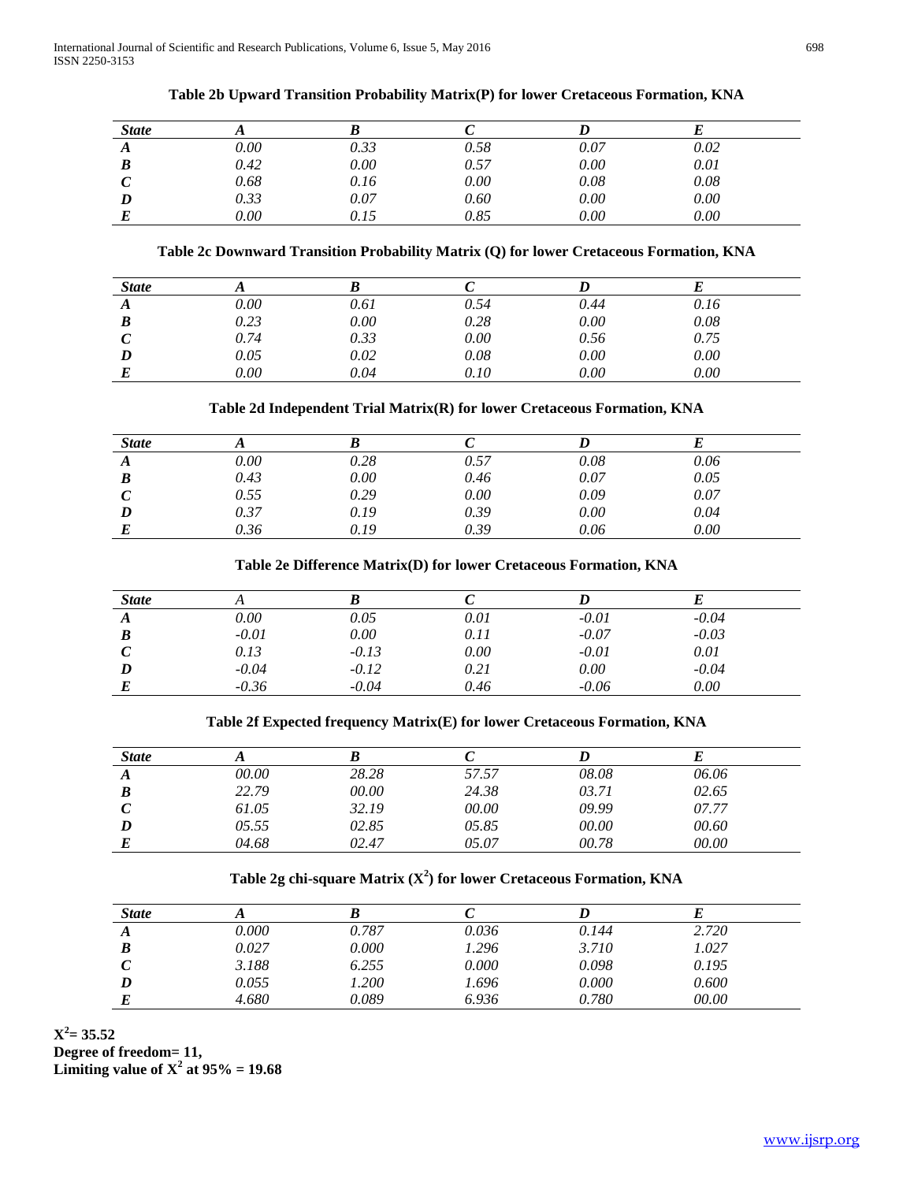**Table 2b Upward Transition Probability Matrix(P) for lower Cretaceous Formation, KNA**

| *State* | *A* | *B* | *C* | *D* | *E* |
|---|---|---|---|---|---|
| ***A*** | *0.00* | *0.33* | *0.58* | *0.07* | *0.02* |
| ***B*** | *0.42* | *0.00* | *0.57* | *0.00* | *0.01* |
| ***C*** | *0.68* | *0.16* | *0.00* | *0.08* | *0.08* |
| ***D*** | *0.33* | *0.07* | *0.60* | *0.00* | *0.00* |
| ***E*** | *0.00* | *0.15* | *0.85* | *0.00* | *0.00* |

**Table 2c Downward Transition Probability Matrix (Q) for lower Cretaceous Formation, KNA**

| *State* | *A* | *B* | *C* | *D* | *E* |
|---|---|---|---|---|---|
| ***A*** | *0.00* | *0.61* | *0.54* | *0.44* | *0.16* |
| ***B*** | *0.23* | *0.00* | *0.28* | *0.00* | *0.08* |
| ***C*** | *0.74* | *0.33* | *0.00* | *0.56* | *0.75* |
| ***D*** | *0.05* | *0.02* | *0.08* | *0.00* | *0.00* |
| ***E*** | *0.00* | *0.04* | *0.10* | *0.00* | *0.00* |

**Table 2d Independent Trial Matrix(R) for lower Cretaceous Formation, KNA**

| *State* | *A* | *B* | *C* | *D* | *E* |
|---|---|---|---|---|---|
| ***A*** | *0.00* | *0.28* | *0.57* | *0.08* | *0.06* |
| ***B*** | *0.43* | *0.00* | *0.46* | *0.07* | *0.05* |
| ***C*** | *0.55* | *0.29* | *0.00* | *0.09* | *0.07* |
| ***D*** | *0.37* | *0.19* | *0.39* | *0.00* | *0.04* |
| ***E*** | *0.36* | *0.19* | *0.39* | *0.06* | *0.00* |

**Table 2e Difference Matrix(D) for lower Cretaceous Formation, KNA**

| *State* | *A* | *B* | *C* | *D* | *E* |
|---|---|---|---|---|---|
| ***A*** | *0.00* | *0.05* | *0.01* | *-0.01* | *-0.04* |
| ***B*** | *-0.01* | *0.00* | *0.11* | *-0.07* | *-0.03* |
| ***C*** | *0.13* | *-0.13* | *0.00* | *-0.01* | *0.01* |
| ***D*** | *-0.04* | *-0.12* | *0.21* | *0.00* | *-0.04* |
| ***E*** | *-0.36* | *-0.04* | *0.46* | *-0.06* | *0.00* |

**Table 2f Expected frequency Matrix(E) for lower Cretaceous Formation, KNA**

| *State* | *A* | *B* | *C* | *D* | *E* |
|---|---|---|---|---|---|
| ***A*** | *00.00* | *28.28* | *57.57* | *08.08* | *06.06* |
| ***B*** | *22.79* | *00.00* | *24.38* | *03.71* | *02.65* |
| ***C*** | *61.05* | *32.19* | *00.00* | *09.99* | *07.77* |
| ***D*** | *05.55* | *02.85* | *05.85* | *00.00* | *00.60* |
| ***E*** | *04.68* | *02.47* | *05.07* | *00.78* | *00.00* |

**Table 2g chi-square Matrix ($X^2$) for lower Cretaceous Formation, KNA**

| *State* | *A* | *B* | *C* | *D* | *E* |
|---|---|---|---|---|---|
| ***A*** | *0.000* | *0.787* | *0.036* | *0.144* | *2.720* |
| ***B*** | *0.027* | *0.000* | *1.296* | *3.710* | *1.027* |
| ***C*** | *3.188* | *6.255* | *0.000* | *0.098* | *0.195* |
| ***D*** | *0.055* | *1.200* | *1.696* | *0.000* | *0.600* |
| ***E*** | *4.680* | *0.089* | *6.936* | *0.780* | *00.00* |

**$X^2$= 35.52**
**Degree of freedom= 11,**
**Limiting value of $X^2$ at 95% = 19.68**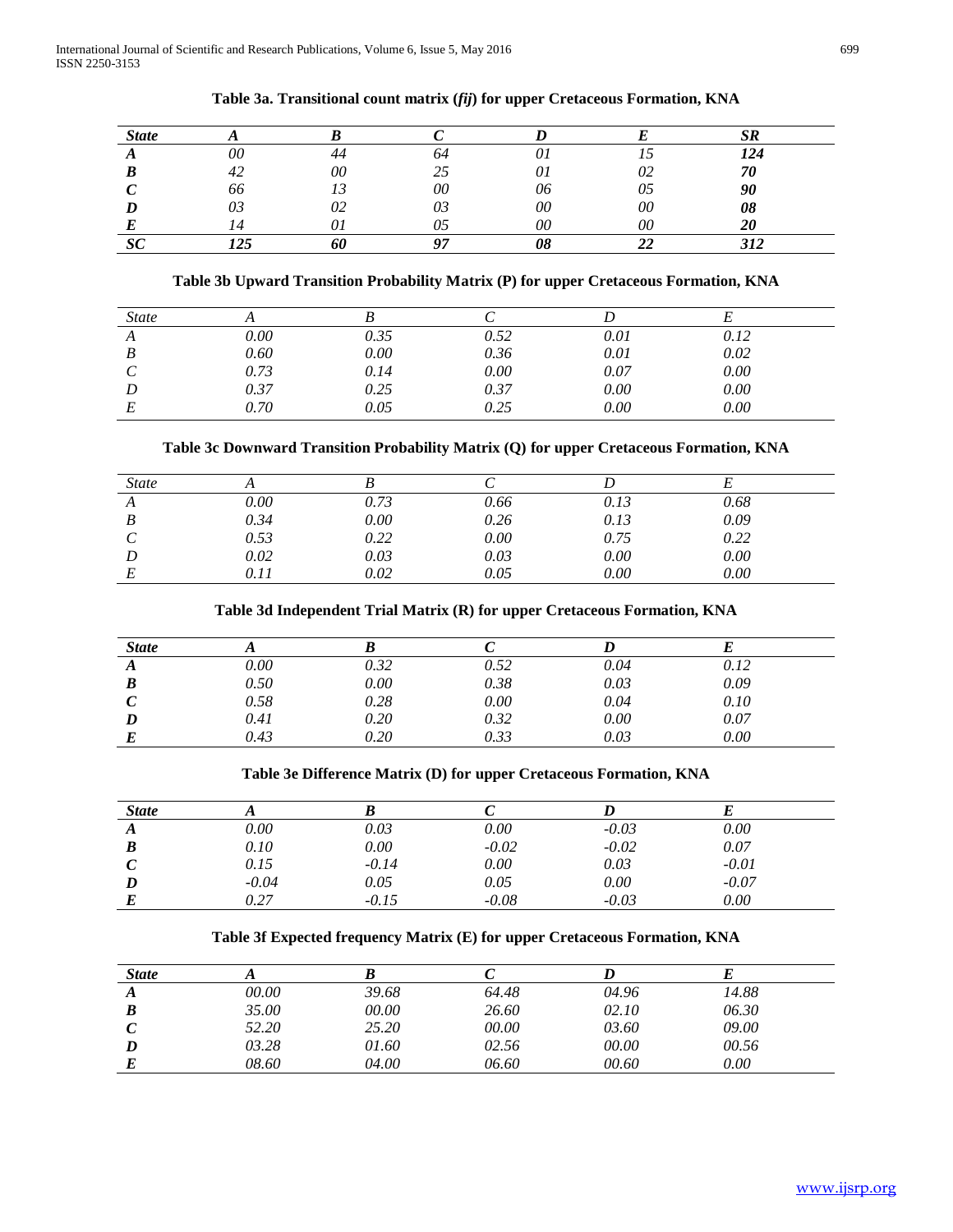**Table 3a. Transitional count matrix (*fij*) for upper Cretaceous Formation, KNA**

| *State* | *A* | *B* | *C* | *D* | *E* | *SR* |
|---|---|---|---|---|---|---|
| *A* | *00* | *44* | *64* | *01* | *15* | ***124*** |
| *B* | *42* | *00* | *25* | *01* | *02* | ***70*** |
| *C* | *66* | *13* | *00* | *06* | *05* | ***90*** |
| *D* | *03* | *02* | *03* | *00* | *00* | ***08*** |
| *E* | *14* | *01* | *05* | *00* | *00* | ***20*** |
| ***SC*** | ***125*** | ***60*** | ***97*** | ***08*** | ***22*** | ***312*** |

**Table 3b Upward Transition Probability Matrix (P) for upper Cretaceous Formation, KNA**

| *State* | *A* | *B* | *C* | *D* | *E* |
|---|---|---|---|---|---|
| *A* | *0.00* | *0.35* | *0.52* | *0.01* | *0.12* |
| *B* | *0.60* | *0.00* | *0.36* | *0.01* | *0.02* |
| *C* | *0.73* | *0.14* | *0.00* | *0.07* | *0.00* |
| *D* | *0.37* | *0.25* | *0.37* | *0.00* | *0.00* |
| *E* | *0.70* | *0.05* | *0.25* | *0.00* | *0.00* |

**Table 3c Downward Transition Probability Matrix (Q) for upper Cretaceous Formation, KNA**

| *State* | *A* | *B* | *C* | *D* | *E* |
|---|---|---|---|---|---|
| *A* | *0.00* | *0.73* | *0.66* | *0.13* | *0.68* |
| *B* | *0.34* | *0.00* | *0.26* | *0.13* | *0.09* |
| *C* | *0.53* | *0.22* | *0.00* | *0.75* | *0.22* |
| *D* | *0.02* | *0.03* | *0.03* | *0.00* | *0.00* |
| *E* | *0.11* | *0.02* | *0.05* | *0.00* | *0.00* |

**Table 3d Independent Trial Matrix (R) for upper Cretaceous Formation, KNA**

| *State* | *A* | *B* | *C* | *D* | *E* |
|---|---|---|---|---|---|
| *A* | *0.00* | *0.32* | *0.52* | *0.04* | *0.12* |
| *B* | *0.50* | *0.00* | *0.38* | *0.03* | *0.09* |
| *C* | *0.58* | *0.28* | *0.00* | *0.04* | *0.10* |
| *D* | *0.41* | *0.20* | *0.32* | *0.00* | *0.07* |
| *E* | *0.43* | *0.20* | *0.33* | *0.03* | *0.00* |

**Table 3e Difference Matrix (D) for upper Cretaceous Formation, KNA**

| *State* | *A* | *B* | *C* | *D* | *E* |
|---|---|---|---|---|---|
| *A* | *0.00* | *0.03* | *0.00* | *-0.03* | *0.00* |
| *B* | *0.10* | *0.00* | *-0.02* | *-0.02* | *0.07* |
| *C* | *0.15* | *-0.14* | *0.00* | *0.03* | *-0.01* |
| *D* | *-0.04* | *0.05* | *0.05* | *0.00* | *-0.07* |
| *E* | *0.27* | *-0.15* | *-0.08* | *-0.03* | *0.00* |

**Table 3f Expected frequency Matrix (E) for upper Cretaceous Formation, KNA**

| *State* | *A* | *B* | *C* | *D* | *E* |
|---|---|---|---|---|---|
| *A* | *00.00* | *39.68* | *64.48* | *04.96* | *14.88* |
| *B* | *35.00* | *00.00* | *26.60* | *02.10* | *06.30* |
| *C* | *52.20* | *25.20* | *00.00* | *03.60* | *09.00* |
| *D* | *03.28* | *01.60* | *02.56* | *00.00* | *00.56* |
| *E* | *08.60* | *04.00* | *06.60* | *00.60* | *0.00* |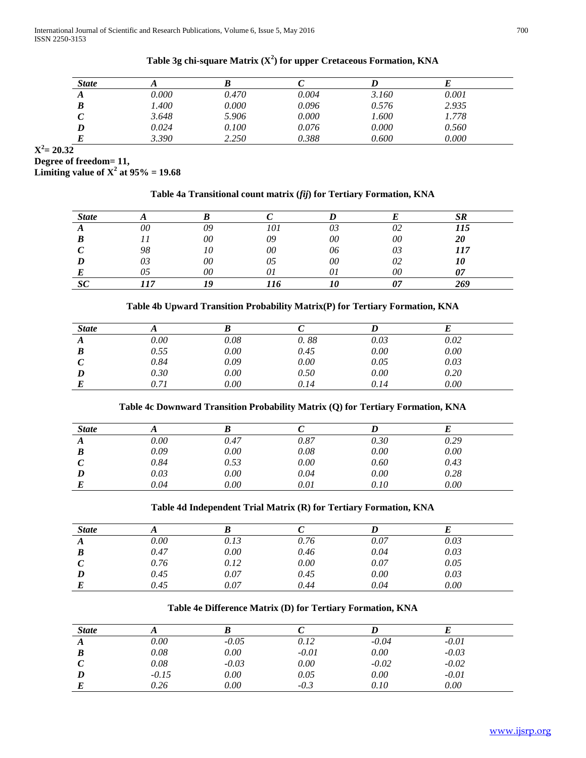**Table 3g chi-square Matrix ($X^2$) for upper Cretaceous Formation, KNA**

| *State* | *A* | *B* | *C* | *D* | *E* |
|---|---|---|---|---|---|
| ***A*** | *0.000* | *0.470* | *0.004* | *3.160* | *0.001* |
| ***B*** | *1.400* | *0.000* | *0.096* | *0.576* | *2.935* |
| ***C*** | *3.648* | *5.906* | *0.000* | *1.600* | *1.778* |
| ***D*** | *0.024* | *0.100* | *0.076* | *0.000* | *0.560* |
| ***E*** | *3.390* | *2.250* | *0.388* | *0.600* | *0.000* |

**$X^2$= 20.32**
**Degree of freedom= 11,**
**Limiting value of $X^2$ at 95% = 19.68**

**Table 4a Transitional count matrix (*fij*) for Tertiary Formation, KNA**

| *State* | *A* | *B* | *C* | *D* | *E* | *SR* |
|---|---|---|---|---|---|---|
| ***A*** | *00* | *09* | *101* | *03* | *02* | ***115*** |
| ***B*** | *11* | *00* | *09* | *00* | *00* | ***20*** |
| ***C*** | *98* | *10* | *00* | *06* | *03* | ***117*** |
| ***D*** | *03* | *00* | *05* | *00* | *02* | ***10*** |
| ***E*** | *05* | *00* | *01* | *01* | *00* | ***07*** |
| ***SC*** | ***117*** | ***19*** | ***116*** | ***10*** | ***07*** | ***269*** |

**Table 4b Upward Transition Probability Matrix(P) for Tertiary Formation, KNA**

| *State* | *A* | *B* | *C* | *D* | *E* |
|---|---|---|---|---|---|
| ***A*** | *0.00* | *0.08* | *0. 88* | *0.03* | *0.02* |
| ***B*** | *0.55* | *0.00* | *0.45* | *0.00* | *0.00* |
| ***C*** | *0.84* | *0.09* | *0.00* | *0.05* | *0.03* |
| ***D*** | *0.30* | *0.00* | *0.50* | *0.00* | *0.20* |
| ***E*** | *0.71* | *0.00* | *0.14* | *0.14* | *0.00* |

**Table 4c Downward Transition Probability Matrix (Q) for Tertiary Formation, KNA**

| *State* | *A* | *B* | *C* | *D* | *E* |
|---|---|---|---|---|---|
| ***A*** | *0.00* | *0.47* | *0.87* | *0.30* | *0.29* |
| ***B*** | *0.09* | *0.00* | *0.08* | *0.00* | *0.00* |
| ***C*** | *0.84* | *0.53* | *0.00* | *0.60* | *0.43* |
| ***D*** | *0.03* | *0.00* | *0.04* | *0.00* | *0.28* |
| ***E*** | *0.04* | *0.00* | *0.01* | *0.10* | *0.00* |

**Table 4d Independent Trial Matrix (R) for Tertiary Formation, KNA**

| *State* | *A* | *B* | *C* | *D* | *E* |
|---|---|---|---|---|---|
| ***A*** | *0.00* | *0.13* | *0.76* | *0.07* | *0.03* |
| ***B*** | *0.47* | *0.00* | *0.46* | *0.04* | *0.03* |
| ***C*** | *0.76* | *0.12* | *0.00* | *0.07* | *0.05* |
| ***D*** | *0.45* | *0.07* | *0.45* | *0.00* | *0.03* |
| ***E*** | *0.45* | *0.07* | *0.44* | *0.04* | *0.00* |

**Table 4e Difference Matrix (D) for Tertiary Formation, KNA**

| *State* | *A* | *B* | *C* | *D* | *E* |
|---|---|---|---|---|---|
| ***A*** | *0.00* | *-0.05* | *0.12* | *-0.04* | *-0.01* |
| ***B*** | *0.08* | *0.00* | *-0.01* | *0.00* | *-0.03* |
| ***C*** | *0.08* | *-0.03* | *0.00* | *-0.02* | *-0.02* |
| ***D*** | *-0.15* | *0.00* | *0.05* | *0.00* | *-0.01* |
| ***E*** | *0.26* | *0.00* | *-0.3* | *0.10* | *0.00* |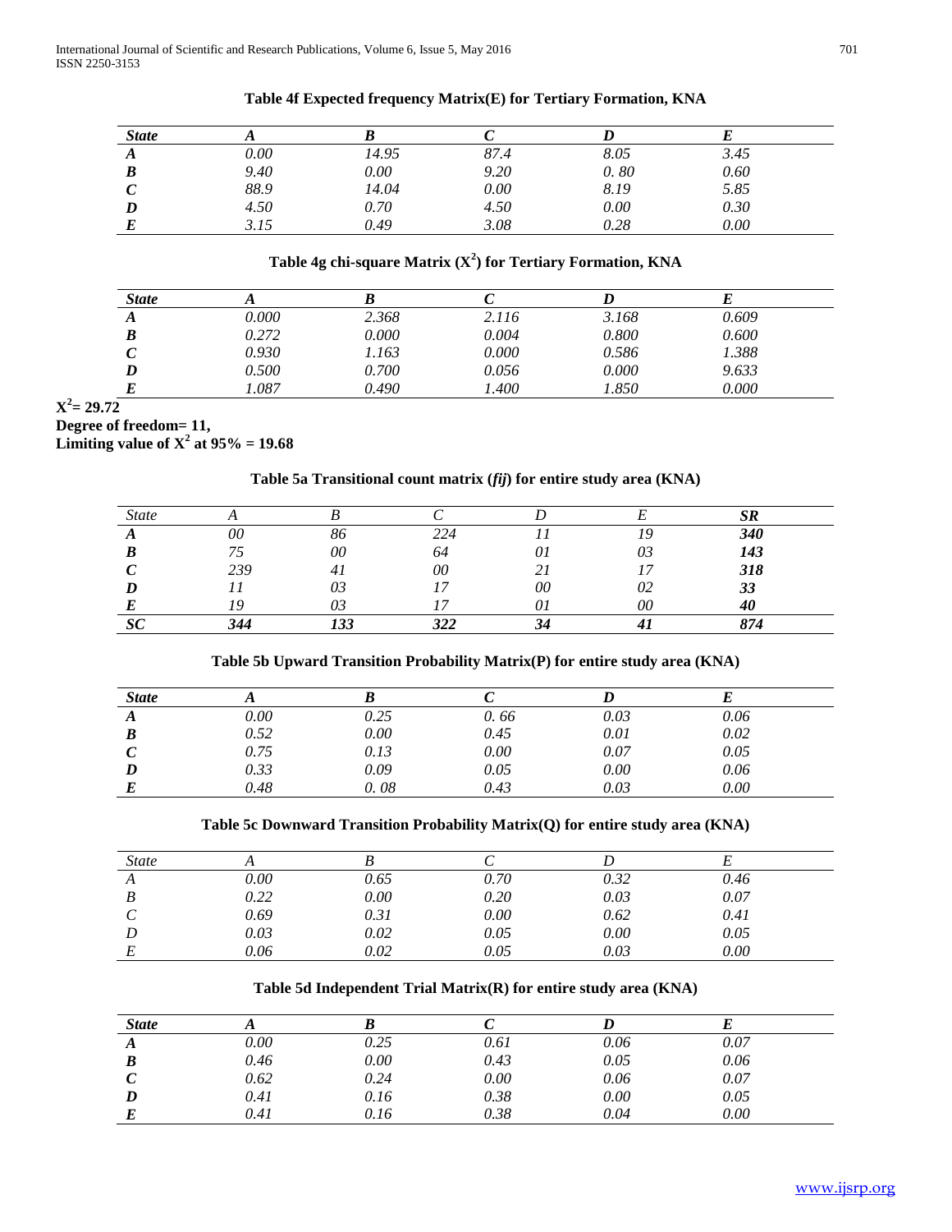**Table 4f Expected frequency Matrix(E) for Tertiary Formation, KNA**

| *State* | *A* | *B* | *C* | *D* | *E* |
|---|---|---|---|---|---|
| ***A*** | *0.00* | *14.95* | *87.4* | *8.05* | *3.45* |
| ***B*** | *9.40* | *0.00* | *9.20* | *0. 80* | *0.60* |
| ***C*** | *88.9* | *14.04* | *0.00* | *8.19* | *5.85* |
| ***D*** | *4.50* | *0.70* | *4.50* | *0.00* | *0.30* |
| ***E*** | *3.15* | *0.49* | *3.08* | *0.28* | *0.00* |

**Table 4g chi-square Matrix ($X^2$) for Tertiary Formation, KNA**

| *State* | *A* | *B* | *C* | *D* | *E* |
|---|---|---|---|---|---|
| ***A*** | *0.000* | *2.368* | *2.116* | *3.168* | *0.609* |
| ***B*** | *0.272* | *0.000* | *0.004* | *0.800* | *0.600* |
| ***C*** | *0.930* | *1.163* | *0.000* | *0.586* | *1.388* |
| ***D*** | *0.500* | *0.700* | *0.056* | *0.000* | *9.633* |
| ***E*** | *1.087* | *0.490* | *1.400* | *1.850* | *0.000* |

**$X^2$= 29.72**

**Degree of freedom= 11,**

**Limiting value of $X^2$ at 95% = 19.68**

**Table 5a Transitional count matrix (*fij*) for entire study area (KNA)**

| *State* | *A* | *B* | *C* | *D* | *E* | ***SR*** |
|---|---|---|---|---|---|---|
| ***A*** | *00* | *86* | *224* | *11* | *19* | ***340*** |
| ***B*** | *75* | *00* | *64* | *01* | *03* | ***143*** |
| ***C*** | *239* | *41* | *00* | *21* | *17* | ***318*** |
| ***D*** | *11* | *03* | *17* | *00* | *02* | ***33*** |
| ***E*** | *19* | *03* | *17* | *01* | *00* | ***40*** |
| ***SC*** | ***344*** | ***133*** | ***322*** | ***34*** | ***41*** | ***874*** |

**Table 5b Upward Transition Probability Matrix(P) for entire study area (KNA)**

| *State* | *A* | *B* | *C* | *D* | *E* |
|---|---|---|---|---|---|
| ***A*** | *0.00* | *0.25* | *0. 66* | *0.03* | *0.06* |
| ***B*** | *0.52* | *0.00* | *0.45* | *0.01* | *0.02* |
| ***C*** | *0.75* | *0.13* | *0.00* | *0.07* | *0.05* |
| ***D*** | *0.33* | *0.09* | *0.05* | *0.00* | *0.06* |
| ***E*** | *0.48* | *0. 08* | *0.43* | *0.03* | *0.00* |

**Table 5c Downward Transition Probability Matrix(Q) for entire study area (KNA)**

| *State* | *A* | *B* | *C* | *D* | *E* |
|---|---|---|---|---|---|
| *A* | *0.00* | *0.65* | *0.70* | *0.32* | *0.46* |
| *B* | *0.22* | *0.00* | *0.20* | *0.03* | *0.07* |
| *C* | *0.69* | *0.31* | *0.00* | *0.62* | *0.41* |
| *D* | *0.03* | *0.02* | *0.05* | *0.00* | *0.05* |
| *E* | *0.06* | *0.02* | *0.05* | *0.03* | *0.00* |

**Table 5d Independent Trial Matrix(R) for entire study area (KNA)**

| *State* | *A* | *B* | *C* | *D* | *E* |
|---|---|---|---|---|---|
| ***A*** | *0.00* | *0.25* | *0.61* | *0.06* | *0.07* |
| ***B*** | *0.46* | *0.00* | *0.43* | *0.05* | *0.06* |
| ***C*** | *0.62* | *0.24* | *0.00* | *0.06* | *0.07* |
| ***D*** | *0.41* | *0.16* | *0.38* | *0.00* | *0.05* |
| ***E*** | *0.41* | *0.16* | *0.38* | *0.04* | *0.00* |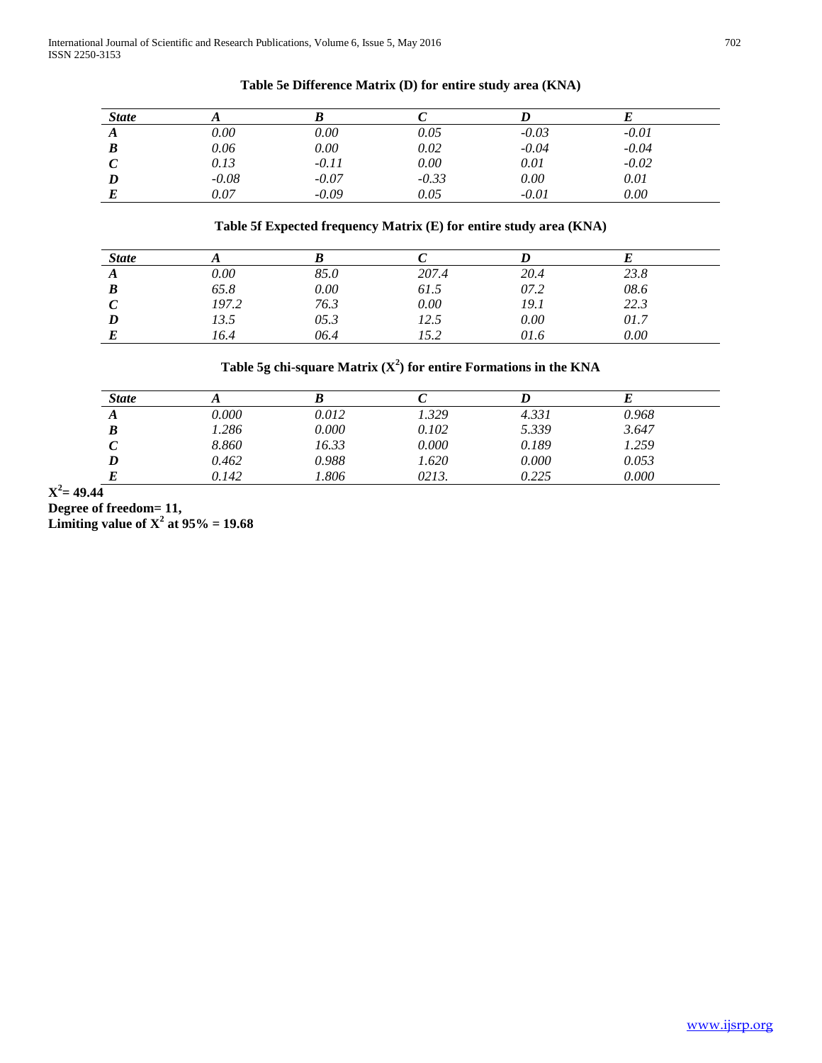**Table 5e Difference Matrix (D) for entire study area (KNA)**

| *State* | *A* | *B* | *C* | *D* | *E* |
|---|---|---|---|---|---|
| ***A*** | *0.00* | *0.00* | *0.05* | *-0.03* | *-0.01* |
| ***B*** | *0.06* | *0.00* | *0.02* | *-0.04* | *-0.04* |
| ***C*** | *0.13* | *-0.11* | *0.00* | *0.01* | *-0.02* |
| ***D*** | *-0.08* | *-0.07* | *-0.33* | *0.00* | *0.01* |
| ***E*** | *0.07* | *-0.09* | *0.05* | *-0.01* | *0.00* |

**Table 5f Expected frequency Matrix (E) for entire study area (KNA)**

| *State* | *A* | *B* | *C* | *D* | *E* |
|---|---|---|---|---|---|
| ***A*** | *0.00* | *85.0* | *207.4* | *20.4* | *23.8* |
| ***B*** | *65.8* | *0.00* | *61.5* | *07.2* | *08.6* |
| ***C*** | *197.2* | *76.3* | *0.00* | *19.1* | *22.3* |
| ***D*** | *13.5* | *05.3* | *12.5* | *0.00* | *01.7* |
| ***E*** | *16.4* | *06.4* | *15.2* | *01.6* | *0.00* |

**Table 5g chi-square Matrix ($X^2$) for entire Formations in the KNA**

| *State* | *A* | *B* | *C* | *D* | *E* |
|---|---|---|---|---|---|
| ***A*** | *0.000* | *0.012* | *1.329* | *4.331* | *0.968* |
| ***B*** | *1.286* | *0.000* | *0.102* | *5.339* | *3.647* |
| ***C*** | *8.860* | *16.33* | *0.000* | *0.189* | *1.259* |
| ***D*** | *0.462* | *0.988* | *1.620* | *0.000* | *0.053* |
| ***E*** | *0.142* | *1.806* | *0213.* | *0.225* | *0.000* |

**$X^2$= 49.44**

**Degree of freedom= 11,**

**Limiting value of $X^2$ at 95% = 19.68**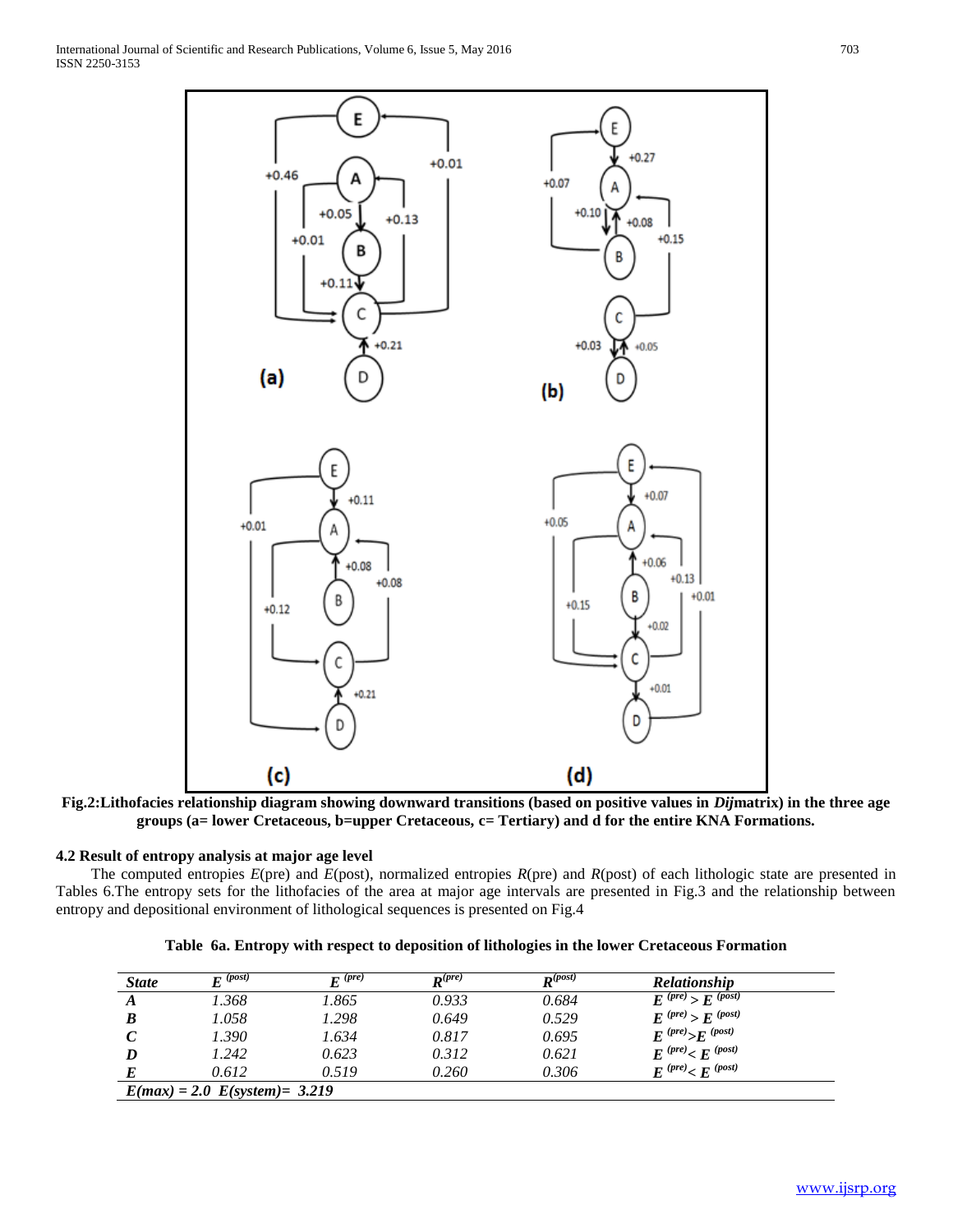**Fig.2:Lithofacies relationship diagram showing downward transitions (based on positive values in *Dij*matrix) in the three age groups (a= lower Cretaceous, b=upper Cretaceous, c= Tertiary) and d for the entire KNA Formations.**

### 4.2 Result of entropy analysis at major age level

The computed entropies *E*(pre) and *E*(post), normalized entropies *R*(pre) and *R*(post) of each lithologic state are presented in Tables 6.The entropy sets for the lithofacies of the area at major age intervals are presented in Fig.3 and the relationship between entropy and depositional environment of lithological sequences is presented on Fig.4

**Table 6a. Entropy with respect to deposition of lithologies in the lower Cretaceous Formation**

| *State* | $E^{(post)}$ | $E^{(pre)}$ | $R^{(pre)}$ | $R^{(post)}$ | *Relationship* |
|---|---|---|---|---|---|
| ***A*** | *1.368* | *1.865* | *0.933* | *0.684* | $E^{(pre)} > E^{(post)}$ |
| ***B*** | *1.058* | *1.298* | *0.649* | *0.529* | $E^{(pre)} > E^{(post)}$ |
| ***C*** | *1.390* | *1.634* | *0.817* | *0.695* | $E^{(pre)} > E^{(post)}$ |
| ***D*** | *1.242* | *0.623* | *0.312* | *0.621* | $E^{(pre)} < E^{(post)}$ |
| ***E*** | *0.612* | *0.519* | *0.260* | *0.306* | $E^{(pre)} < E^{(post)}$ |
| ***E(max) = 2.0 E(system)= 3.219*** | | | | | |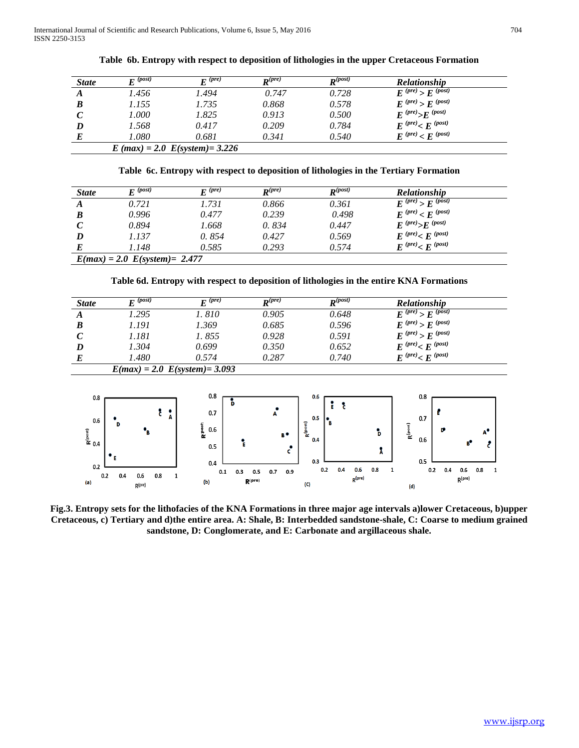**Table 6b. Entropy with respect to deposition of lithologies in the upper Cretaceous Formation**

| *State* | $E^{(post)}$ | $E^{(pre)}$ | $R^{(pre)}$ | $R^{(post)}$ | *Relationship* |
|---|---|---|---|---|---|
| ***A*** | *1.456* | *1.494* | *0.747* | *0.728* | $E^{(pre)} > E^{(post)}$ |
| ***B*** | *1.155* | *1.735* | *0.868* | *0.578* | $E^{(pre)} > E^{(post)}$ |
| ***C*** | *1.000* | *1.825* | *0.913* | *0.500* | $E^{(pre)} > E^{(post)}$ |
| ***D*** | *1.568* | *0.417* | *0.209* | *0.784* | $E^{(pre)} < E^{(post)}$ |
| ***E*** | *1.080* | *0.681* | *0.341* | *0.540* | $E^{(pre)} < E^{(post)}$ |
| | ***E (max) = 2.0  E(system)= 3.226*** | | | | |

**Table 6c. Entropy with respect to deposition of lithologies in the Tertiary Formation**

| *State* | $E^{(post)}$ | $E^{(pre)}$ | $R^{(pre)}$ | $R^{(post)}$ | *Relationship* |
|---|---|---|---|---|---|
| ***A*** | *0.721* | *1.731* | *0.866* | *0.361* | $E^{(pre)} > E^{(post)}$ |
| ***B*** | *0.996* | *0.477* | *0.239* | *0.498* | $E^{(pre)} < E^{(post)}$ |
| ***C*** | *0.894* | *1.668* | *0. 834* | *0.447* | $E^{(pre)} > E^{(post)}$ |
| ***D*** | *1.137* | *0. 854* | *0.427* | *0.569* | $E^{(pre)} < E^{(post)}$ |
| ***E*** | *1.148* | *0.585* | *0.293* | *0.574* | $E^{(pre)} < E^{(post)}$ |
| ***E(max) = 2.0  E(system)= 2.477*** | | | | | |

**Table 6d. Entropy with respect to deposition of lithologies in the entire KNA Formations**

| *State* | $E^{(post)}$ | $E^{(pre)}$ | $R^{(pre)}$ | $R^{(post)}$ | *Relationship* |
|---|---|---|---|---|---|
| ***A*** | *1.295* | *1. 810* | *0.905* | *0.648* | $E^{(pre)} > E^{(post)}$ |
| ***B*** | *1.191* | *1.369* | *0.685* | *0.596* | $E^{(pre)} > E^{(post)}$ |
| ***C*** | *1.181* | *1. 855* | *0.928* | *0.591* | $E^{(pre)} > E^{(post)}$ |
| ***D*** | *1.304* | *0.699* | *0.350* | *0.652* | $E^{(pre)} < E^{(post)}$ |
| ***E*** | *1.480* | *0.574* | *0.287* | *0.740* | $E^{(pre)} < E^{(post)}$ |
| | ***E(max) = 2.0  E(system)= 3.093*** | | | | |

**Fig.3. Entropy sets for the lithofacies of the KNA Formations in three major age intervals a)lower Cretaceous, b)upper Cretaceous, c) Tertiary and d)the entire area. A: Shale, B: Interbedded sandstone-shale, C: Coarse to medium grained sandstone, D: Conglomerate, and E: Carbonate and argillaceous shale.**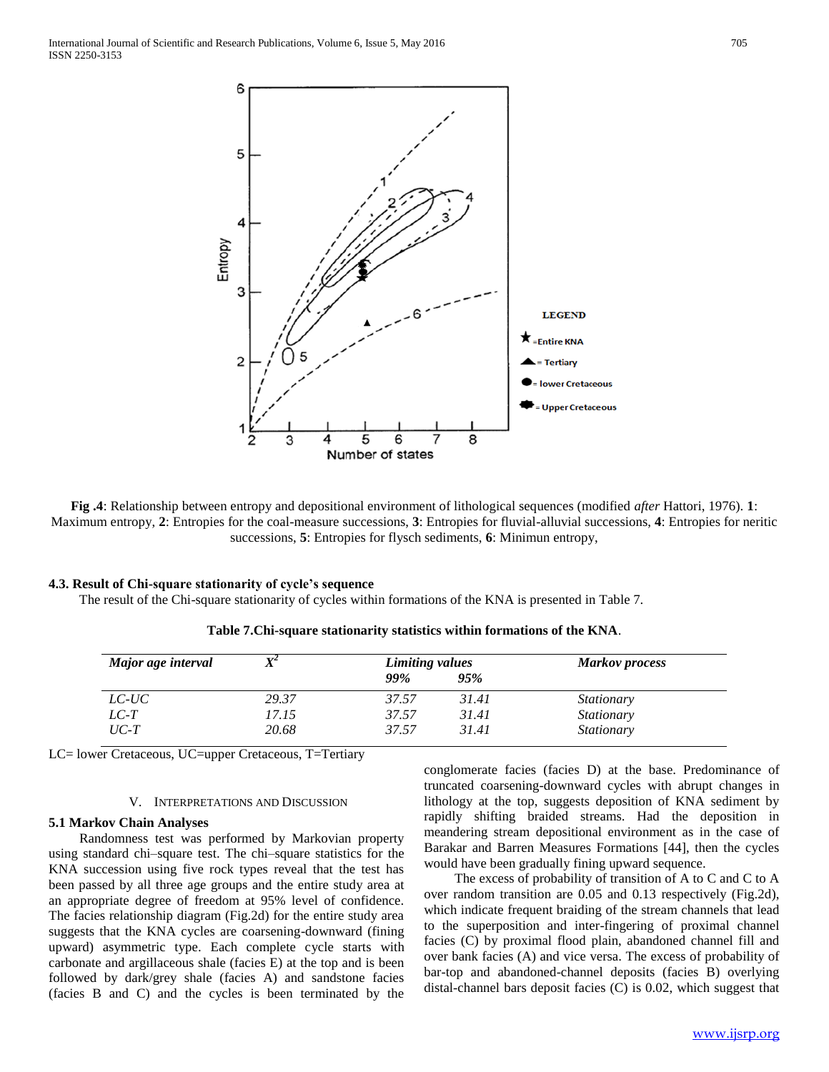**Fig .4**: Relationship between entropy and depositional environment of lithological sequences (modified *after* Hattori, 1976). **1**: Maximum entropy, **2**: Entropies for the coal-measure successions, **3**: Entropies for fluvial-alluvial successions, **4**: Entropies for neritic successions, **5**: Entropies for flysch sediments, **6**: Minimun entropy,

### 4.3. Result of Chi-square stationarity of cycle's sequence

The result of the Chi-square stationarity of cycles within formations of the KNA is presented in Table 7.

**Table 7.Chi-square stationarity statistics within formations of the KNA**.

| *Major age interval* | $X^2$ | *Limiting values* 99% | 95% | *Markov process* |
|---|---|---|---|---|
| *LC-UC* | *29.37* | *37.57* | *31.41* | *Stationary* |
| *LC-T* | *17.15* | *37.57* | *31.41* | *Stationary* |
| *UC-T* | *20.68* | *37.57* | *31.41* | *Stationary* |

LC= lower Cretaceous, UC=upper Cretaceous, T=Tertiary

## V. Interpretations and Discussion

### 5.1 Markov Chain Analyses

Randomness test was performed by Markovian property using standard chi–square test. The chi–square statistics for the KNA succession using five rock types reveal that the test has been passed by all three age groups and the entire study area at an appropriate degree of freedom at 95% level of confidence. The facies relationship diagram (Fig.2d) for the entire study area suggests that the KNA cycles are coarsening-downward (fining upward) asymmetric type. Each complete cycle starts with carbonate and argillaceous shale (facies E) at the top and is been followed by dark/grey shale (facies A) and sandstone facies (facies B and C) and the cycles is been terminated by the conglomerate facies (facies D) at the base. Predominance of truncated coarsening-downward cycles with abrupt changes in lithology at the top, suggests deposition of KNA sediment by rapidly shifting braided streams. Had the deposition in meandering stream depositional environment as in the case of Barakar and Barren Measures Formations [44], then the cycles would have been gradually fining upward sequence.

The excess of probability of transition of A to C and C to A over random transition are 0.05 and 0.13 respectively (Fig.2d), which indicate frequent braiding of the stream channels that lead to the superposition and inter-fingering of proximal channel facies (C) by proximal flood plain, abandoned channel fill and over bank facies (A) and vice versa. The excess of probability of bar-top and abandoned-channel deposits (facies B) overlying distal-channel bars deposit facies (C) is 0.02, which suggest that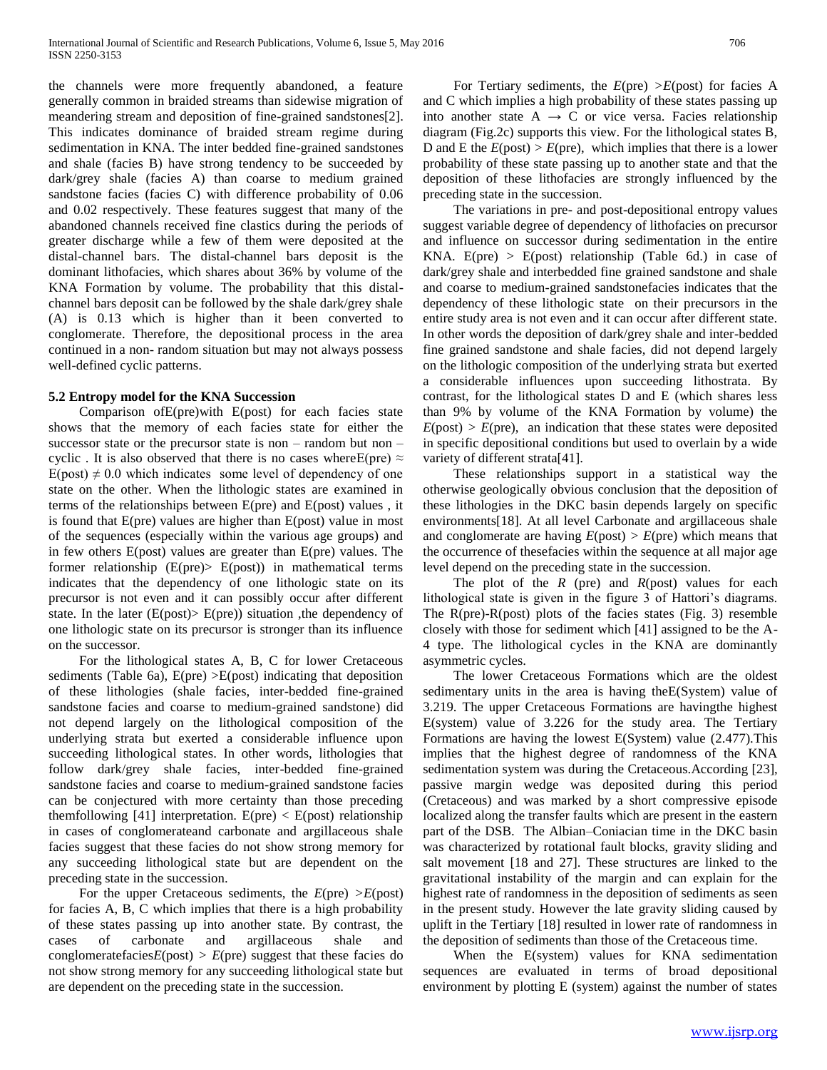the channels were more frequently abandoned, a feature generally common in braided streams than sidewise migration of meandering stream and deposition of fine-grained sandstones[2]. This indicates dominance of braided stream regime during sedimentation in KNA. The inter bedded fine-grained sandstones and shale (facies B) have strong tendency to be succeeded by dark/grey shale (facies A) than coarse to medium grained sandstone facies (facies C) with difference probability of 0.06 and 0.02 respectively. These features suggest that many of the abandoned channels received fine clastics during the periods of greater discharge while a few of them were deposited at the distal-channel bars. The distal-channel bars deposit is the dominant lithofacies, which shares about 36% by volume of the KNA Formation by volume. The probability that this distal-channel bars deposit can be followed by the shale dark/grey shale (A) is 0.13 which is higher than it been converted to conglomerate. Therefore, the depositional process in the area continued in a non- random situation but may not always possess well-defined cyclic patterns.

### 5.2 Entropy model for the KNA Succession

Comparison ofE(pre)with E(post) for each facies state shows that the memory of each facies state for either the successor state or the precursor state is non – random but non – cyclic . It is also observed that there is no cases whereE(pre) $\approx$ E(post) $\neq$ 0.0 which indicates some level of dependency of one state on the other. When the lithologic states are examined in terms of the relationships between E(pre) and E(post) values , it is found that E(pre) values are higher than E(post) value in most of the sequences (especially within the various age groups) and in few others E(post) values are greater than E(pre) values. The former relationship (E(pre)> E(post)) in mathematical terms indicates that the dependency of one lithologic state on its precursor is not even and it can possibly occur after different state. In the later (E(post)> E(pre)) situation ,the dependency of one lithologic state on its precursor is stronger than its influence on the successor.

For the lithological states A, B, C for lower Cretaceous sediments (Table 6a), E(pre) >E(post) indicating that deposition of these lithologies (shale facies, inter-bedded fine-grained sandstone facies and coarse to medium-grained sandstone) did not depend largely on the lithological composition of the underlying strata but exerted a considerable influence upon succeeding lithological states. In other words, lithologies that follow dark/grey shale facies, inter-bedded fine-grained sandstone facies and coarse to medium-grained sandstone facies can be conjectured with more certainty than those preceding themfollowing [41] interpretation. E(pre) < E(post) relationship in cases of conglomerateand carbonate and argillaceous shale facies suggest that these facies do not show strong memory for any succeeding lithological state but are dependent on the preceding state in the succession.

For the upper Cretaceous sediments, the *E*(pre) >*E*(post) for facies A, B, C which implies that there is a high probability of these states passing up into another state. By contrast, the cases of carbonate and argillaceous shale and conglomeratefacies*E*(post) > *E*(pre) suggest that these facies do not show strong memory for any succeeding lithological state but are dependent on the preceding state in the succession.

For Tertiary sediments, the *E*(pre) >*E*(post) for facies A and C which implies a high probability of these states passing up into another state A $\rightarrow$ C or vice versa. Facies relationship diagram (Fig.2c) supports this view. For the lithological states B, D and E the *E*(post) > *E*(pre), which implies that there is a lower probability of these state passing up to another state and that the deposition of these lithofacies are strongly influenced by the preceding state in the succession.

The variations in pre- and post-depositional entropy values suggest variable degree of dependency of lithofacies on precursor and influence on successor during sedimentation in the entire KNA. E(pre) > E(post) relationship (Table 6d.) in case of dark/grey shale and interbedded fine grained sandstone and shale and coarse to medium-grained sandstonefacies indicates that the dependency of these lithologic state on their precursors in the entire study area is not even and it can occur after different state. In other words the deposition of dark/grey shale and inter-bedded fine grained sandstone and shale facies, did not depend largely on the lithologic composition of the underlying strata but exerted a considerable influences upon succeeding lithostrata. By contrast, for the lithological states D and E (which shares less than 9% by volume of the KNA Formation by volume) the *E*(post) > *E*(pre), an indication that these states were deposited in specific depositional conditions but used to overlain by a wide variety of different strata[41].

These relationships support in a statistical way the otherwise geologically obvious conclusion that the deposition of these lithologies in the DKC basin depends largely on specific environments[18]. At all level Carbonate and argillaceous shale and conglomerate are having *E*(post) > *E*(pre) which means that the occurrence of thesefacies within the sequence at all major age level depend on the preceding state in the succession.

The plot of the *R* (pre) and *R*(post) values for each lithological state is given in the figure 3 of Hattori's diagrams. The R(pre)-R(post) plots of the facies states (Fig. 3) resemble closely with those for sediment which [41] assigned to be the A-4 type. The lithological cycles in the KNA are dominantly asymmetric cycles.

The lower Cretaceous Formations which are the oldest sedimentary units in the area is having theE(System) value of 3.219. The upper Cretaceous Formations are havingthe highest E(system) value of 3.226 for the study area. The Tertiary Formations are having the lowest E(System) value (2.477).This implies that the highest degree of randomness of the KNA sedimentation system was during the Cretaceous.According [23], passive margin wedge was deposited during this period (Cretaceous) and was marked by a short compressive episode localized along the transfer faults which are present in the eastern part of the DSB. The Albian–Coniacian time in the DKC basin was characterized by rotational fault blocks, gravity sliding and salt movement [18 and 27]. These structures are linked to the gravitational instability of the margin and can explain for the highest rate of randomness in the deposition of sediments as seen in the present study. However the late gravity sliding caused by uplift in the Tertiary [18] resulted in lower rate of randomness in the deposition of sediments than those of the Cretaceous time.

When the E(system) values for KNA sedimentation sequences are evaluated in terms of broad depositional environment by plotting E (system) against the number of states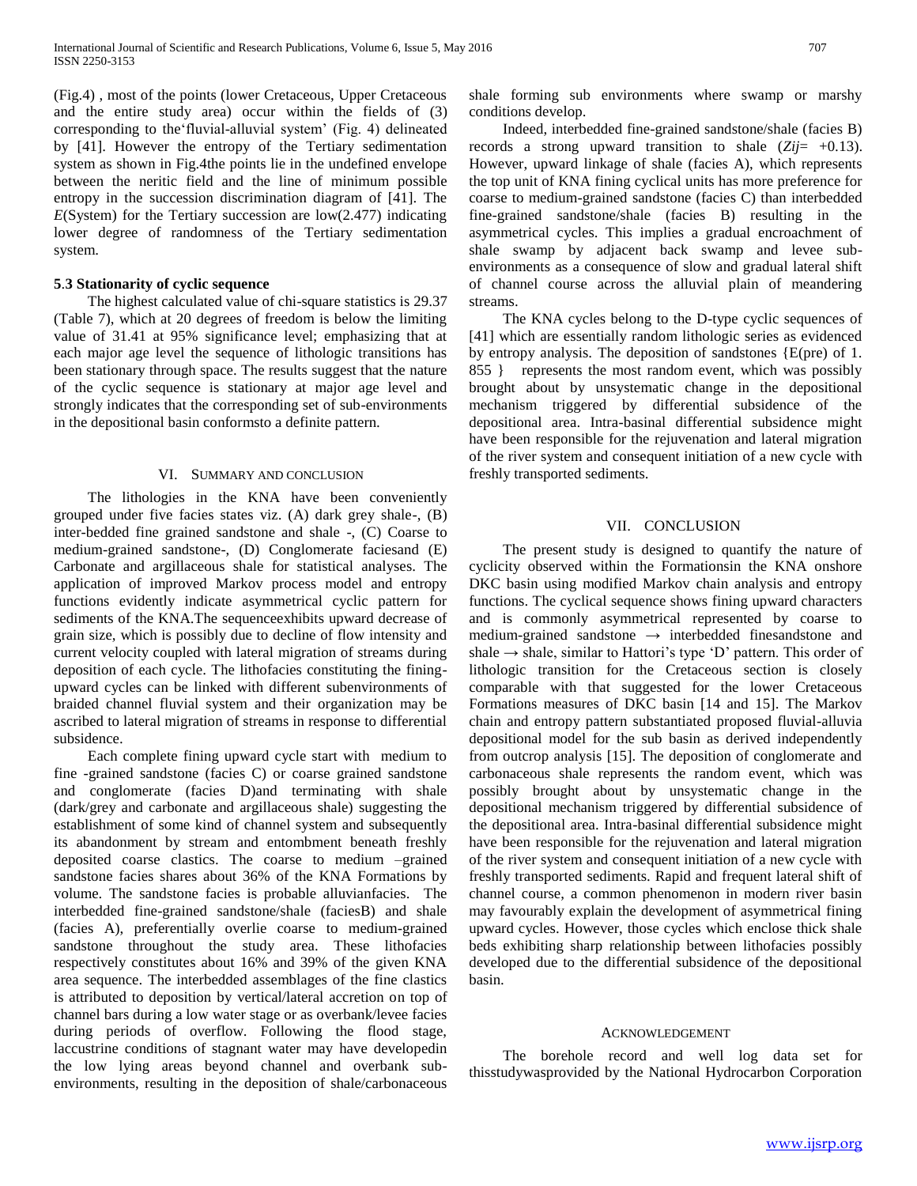(Fig.4) , most of the points (lower Cretaceous, Upper Cretaceous and the entire study area) occur within the fields of (3) corresponding to the'fluvial-alluvial system' (Fig. 4) delineated by [41]. However the entropy of the Tertiary sedimentation system as shown in Fig.4the points lie in the undefined envelope between the neritic field and the line of minimum possible entropy in the succession discrimination diagram of [41]. The *E*(System) for the Tertiary succession are low(2.477) indicating lower degree of randomness of the Tertiary sedimentation system.

### 5.3 Stationarity of cyclic sequence

The highest calculated value of chi-square statistics is 29.37 (Table 7), which at 20 degrees of freedom is below the limiting value of 31.41 at 95% significance level; emphasizing that at each major age level the sequence of lithologic transitions has been stationary through space. The results suggest that the nature of the cyclic sequence is stationary at major age level and strongly indicates that the corresponding set of sub-environments in the depositional basin conformsto a definite pattern.

## VI. Summary and Conclusion

The lithologies in the KNA have been conveniently grouped under five facies states viz. (A) dark grey shale-, (B) inter-bedded fine grained sandstone and shale -, (C) Coarse to medium-grained sandstone-, (D) Conglomerate faciesand (E) Carbonate and argillaceous shale for statistical analyses. The application of improved Markov process model and entropy functions evidently indicate asymmetrical cyclic pattern for sediments of the KNA.The sequenceexhibits upward decrease of grain size, which is possibly due to decline of flow intensity and current velocity coupled with lateral migration of streams during deposition of each cycle. The lithofacies constituting the fining-upward cycles can be linked with different subenvironments of braided channel fluvial system and their organization may be ascribed to lateral migration of streams in response to differential subsidence.

Each complete fining upward cycle start with medium to fine -grained sandstone (facies C) or coarse grained sandstone and conglomerate (facies D)and terminating with shale (dark/grey and carbonate and argillaceous shale) suggesting the establishment of some kind of channel system and subsequently its abandonment by stream and entombment beneath freshly deposited coarse clastics. The coarse to medium –grained sandstone facies shares about 36% of the KNA Formations by volume. The sandstone facies is probable alluvianfacies. The interbedded fine-grained sandstone/shale (faciesB) and shale (facies A), preferentially overlie coarse to medium-grained sandstone throughout the study area. These lithofacies respectively constitutes about 16% and 39% of the given KNA area sequence. The interbedded assemblages of the fine clastics is attributed to deposition by vertical/lateral accretion on top of channel bars during a low water stage or as overbank/levee facies during periods of overflow. Following the flood stage, laccustrine conditions of stagnant water may have developedin the low lying areas beyond channel and overbank sub-environments, resulting in the deposition of shale/carbonaceous shale forming sub environments where swamp or marshy conditions develop.

Indeed, interbedded fine-grained sandstone/shale (facies B) records a strong upward transition to shale ($Zij$= +0.13). However, upward linkage of shale (facies A), which represents the top unit of KNA fining cyclical units has more preference for coarse to medium-grained sandstone (facies C) than interbedded fine-grained sandstone/shale (facies B) resulting in the asymmetrical cycles. This implies a gradual encroachment of shale swamp by adjacent back swamp and levee sub-environments as a consequence of slow and gradual lateral shift of channel course across the alluvial plain of meandering streams.

The KNA cycles belong to the D-type cyclic sequences of [41] which are essentially random lithologic series as evidenced by entropy analysis. The deposition of sandstones {E(pre) of 1. 855 } represents the most random event, which was possibly brought about by unsystematic change in the depositional mechanism triggered by differential subsidence of the depositional area. Intra-basinal differential subsidence might have been responsible for the rejuvenation and lateral migration of the river system and consequent initiation of a new cycle with freshly transported sediments.

## VII. Conclusion

The present study is designed to quantify the nature of cyclicity observed within the Formationsin the KNA onshore DKC basin using modified Markov chain analysis and entropy functions. The cyclical sequence shows fining upward characters and is commonly asymmetrical represented by coarse to medium-grained sandstone → interbedded finesandstone and shale → shale, similar to Hattori's type 'D' pattern. This order of lithologic transition for the Cretaceous section is closely comparable with that suggested for the lower Cretaceous Formations measures of DKC basin [14 and 15]. The Markov chain and entropy pattern substantiated proposed fluvial-alluvia depositional model for the sub basin as derived independently from outcrop analysis [15]. The deposition of conglomerate and carbonaceous shale represents the random event, which was possibly brought about by unsystematic change in the depositional mechanism triggered by differential subsidence of the depositional area. Intra-basinal differential subsidence might have been responsible for the rejuvenation and lateral migration of the river system and consequent initiation of a new cycle with freshly transported sediments. Rapid and frequent lateral shift of channel course, a common phenomenon in modern river basin may favourably explain the development of asymmetrical fining upward cycles. However, those cycles which enclose thick shale beds exhibiting sharp relationship between lithofacies possibly developed due to the differential subsidence of the depositional basin.

## Acknowledgement

The borehole record and well log data set for thisstudywasprovided by the National Hydrocarbon Corporation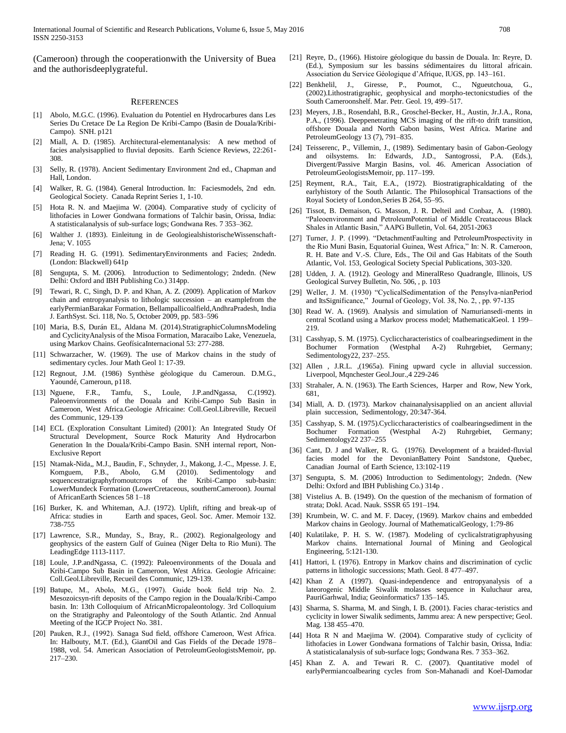(Cameroon) through the cooperationwith the University of Buea and the authorisdeeplygrateful.

## REFERENCES

[1] Abolo, M.G.C. (1996). Evaluation du Potentiel en Hydrocarbures dans Les Series Du Cretace De La Region De Kribi-Campo (Basin de Douala/Kribi-Campo). SNH. p121

[2] Miall, A. D. (1985). Architectural-elementanalysis: A new method of facies analysisapplied to fluvial deposits. Earth Science Reviews, 22:261-308.

[3] Selly, R. (1978). Ancient Sedimentary Environment 2nd ed., Chapman and Hall, London.

[4] Walker, R. G. (1984). General Introduction. In: Faciesmodels, 2nd edn. Geological Society. Canada Reprint Series 1, 1-10.

[5] Hota R. N. and Maejima W. (2004). Comparative study of cyclicity of lithofacies in Lower Gondwana formations of Talchir basin, Orissa, India: A statisticalanalysis of sub-surface logs; Gondwana Res. 7 353–362.

[6] Walther J. (1893). Einleitung in de GeologiealshistorischeWissenschaft-Jena; V. 1055

[7] Reading H. G. (1991). SedimentaryEnvironments and Facies; 2ndedn. (London: Blackwell) 641p

[8] Sengupta, S. M. (2006). Introduction to Sedimentology; 2ndedn. (New Delhi: Oxford and IBH Publishing Co.) 314pp.

[9] Tewari, R. C, Singh, D. P. and Khan, A. Z. (2009). Application of Markov chain and entropyanalysis to lithologic succession – an examplefrom the earlyPermianBarakar Formation, Bellampallicoalfield,AndhraPradesh, India J. EarthSyst. Sci. 118, No. 5, October 2009, pp. 583–596

[10] Maria, B.S, Durán EL, Aldana M. (2014).StratigraphicColumnsModeling and CyclicityAnalysis of the Misoa Formation, Maracaibo Lake, Venezuela, using Markov Chains. GeofísicaInternacional 53: 277-288.

[11] Schwarzacher, W. (1969). The use of Markov chains in the study of sedimentary cycles. Jour Math Geol 1: 17-39.

[12] Regnout, J.M. (1986) Synthèse géologique du Cameroun. D.M.G., Yaoundé, Cameroun, p118.

[13] Nguene, F.R., Tamfu, S., Loule, J.P.andNgassa, C.(1992). Paleoenvironments of the Douala and Kribi-Campo Sub Basin in Cameroon, West Africa.Geologie Africaine: Coll.Geol.Libreville, Recueil des Communic, 129-139

[14] ECL (Exploration Consultant Limited) (2001): An Integrated Study Of Structural Development, Source Rock Maturity And Hydrocarbon Generation In the Douala/Kribi-Campo Basin. SNH internal report, Non-Exclusive Report

[15] Ntamak-Nida,, M.J., Baudin, F., Schnyder, J., Makong, J.-C., Mpesse. J. E, Komguem, P.B., Abolo, G.M (2010). Sedimentology and sequencestratigraphyfromoutcrops of the Kribi-Campo sub-basin: LowerMundeck Formation (LowerCretaceous, southernCameroon). Journal of AfricanEarth Sciences 58 1–18

[16] Burker, K. and Whiteman, A.J. (1972). Uplift, rifting and break-up of Africa: studies in Earth and spaces, Geol. Soc. Amer. Memoir 132. 738-755

[17] Lawrence, S.R., Munday, S., Bray, R.. (2002). Regionalgeology and geophysics of the eastern Gulf of Guinea (Niger Delta to Rio Muni). The LeadingEdge 1113-1117.

[18] Loule, J.P.andNgassa, C. (1992): Paleoenvironments of the Douala and Kribi-Campo Sub Basin in Cameroon, West Africa. Geologie Africaine: Coll.Geol.Libreville, Recueil des Communic, 129-139.

[19] Batupe, M., Abolo, M.G., (1997). Guide book field trip No. 2. Mesozoicsyn-rift deposits of the Campo region in the Douala/Kribi-Campo basin. In: 13th Colloquium of AfricanMicropaleontology. 3rd Colloquium on the Stratigraphy and Paleontology of the South Atlantic. 2nd Annual Meeting of the IGCP Project No. 381.

[20] Pauken, R.J., (1992). Sanaga Sud field, offshore Cameroon, West Africa. In: Halbouty, M.T. (Ed.), GiantOil and Gas Fields of the Decade 1978–1988, vol. 54. American Association of PetroleumGeologistsMemoir, pp. 217–230.

[21] Reyre, D., (1966). Histoire géologique du bassin de Douala. In: Reyre, D. (Ed.), Symposium sur les bassins sédimentaires du littoral africain. Association du Service Géologique d'Afrique, IUGS, pp. 143–161.

[22] Benkhelil, J., Giresse, P., Poumot, C., Ngueutchoua, G., (2002).Lithostratigraphic, geophysical and morpho-tectonicstudies of the South Cameroonshelf. Mar. Petr. Geol. 19, 499–517.

[23] Meyers, J.B., Rosendahl, B.R., Groschel-Becker, H., Austin, Jr.J.A., Rona, P.A., (1996). Deeppenetrating MCS imaging of the rift-to drift transition, offshore Douala and North Gabon basins, West Africa. Marine and PetroleumGeology 13 (7), 791–835.

[24] Teisserenc, P., Villemin, J., (1989). Sedimentary basin of Gabon-Geology and oilsystems. In: Edwards, J.D., Santogrossi, P.A. (Eds.), Divergent/Passive Margin Basins, vol. 46. American Association of PetroleumGeologistsMemoir, pp. 117–199.

[25] Reyment, R.A., Tait, E.A., (1972). Biostratigraphicaldating of the earlyhistory of the South Atlantic. The Philosophical Transactions of the Royal Society of London,Series B 264, 55–95.

[26] Tissot, B. Demaison, G. Masson, J. R. Delteil and Conbaz, A. (1980). "Paleoenvironment and PetroleumPotential of Middle Createaceous Black Shales in Atlantic Basin," AAPG Bulletin, Vol. 64, 2051-2063

[27] Turner, J. P. (1999). "DetachmentFaulting and PetroleumProspectivity in the Rio Muni Basin, Equatorial Guinea, West Africa," In: N. R. Cameroon, R. H. Bate and V.-S. Clure, Eds., The Oil and Gas Habitats of the South Atlantic, Vol. 153, Geological Society Special Publications, 303-320.

[28] Udden, J. A. (1912). Geology and MineralReso Quadrangle, Illinois, US Geological Survey Bulletin, No. 506, , p. 103

[29] Weller, J. M. (1930) "CyclicalSedimentation of the Pensylva-nianPeriod and ItsSignificance," Journal of Geology, Vol. 38, No. 2, , pp. 97-135

[30] Read W. A. (1969). Analysis and simulation of Namuriansedi-ments in central Scotland using a Markov process model; MathematicalGeol. 1 199–219.

[31] Casshyap, S. M. (1975). Cycliccharacteristics of coalbearingsediment in the Bochumer Formation (Westphal A-2) Ruhrgebiet, Germany; Sedimentology22, 237–255.

[32] Allen , J.R.L. ,(1965a). Fining upward cycle in alluvial succession. Liverpool, Mqnchester Geol.Jour.,4 229-246

[33] Strahaler, A. N. (1963). The Earth Sciences, Harper and Row, New York, 681,

[34] Miall, A. D. (1973). Markov chainanalysisapplied on an ancient alluvial plain succession, Sedimentology, 20:347-364.

[35] Casshyap, S. M. (1975).Cycliccharacteristics of coalbearingsediment in the Bochumer Formation (Westphal A-2) Ruhrgebiet, Germany; Sedimentology22 237–255

[36] Cant, D. J and Walker, R. G. (1976). Development of a braided-fluvial facies model for the DevonianBattery Point Sandstone, Quebec, Canadian Journal of Earth Science, 13:102-119

[37] Sengupta, S. M. (2006) Introduction to Sedimentology; 2ndedn. (New Delhi: Oxford and IBH Publishing Co.) 314p .

[38] Vistelius A. B. (1949). On the question of the mechanism of formation of strata; Dokl. Acad. Nauk. SSSR 65 191–194.

[39] Krumbein, W. C. and M. F. Dacey, (1969). Markov chains and embedded Markov chains in Geology. Journal of MathematicalGeology, 1:79-86

[40] Kulatilake, P. H. S. W. (1987). Modeling of cyclicalstratigraphyusing Markov chains. International Journal of Mining and Geological Engineering, 5:121-130.

[41] Hattori, I. (1976). Entropy in Markov chains and discrimination of cyclic patterns in lithologic successions; Math. Geol. 8 477–497.

[42] Khan Z A (1997). Quasi-independence and entropyanalysis of a lateorogenic Middle Siwalik molasses sequence in Kuluchaur area, PauriGarhwal, India; Geoinformatics7 135–145.

[43] Sharma, S. Sharma, M. and Singh, I. B. (2001). Facies charac-teristics and cyclicity in lower Siwalik sediments, Jammu area: A new perspective; Geol. Mag. 138 455–470.

[44] Hota R N and Maejima W. (2004). Comparative study of cyclicity of lithofacies in Lower Gondwana formations of Talchir basin, Orissa, India: A statisticalanalysis of sub-surface logs; Gondwana Res. 7 353–362.

[45] Khan Z. A. and Tewari R. C. (2007). Quantitative model of earlyPermiancoalbearing cycles from Son-Mahanadi and Koel-Damodar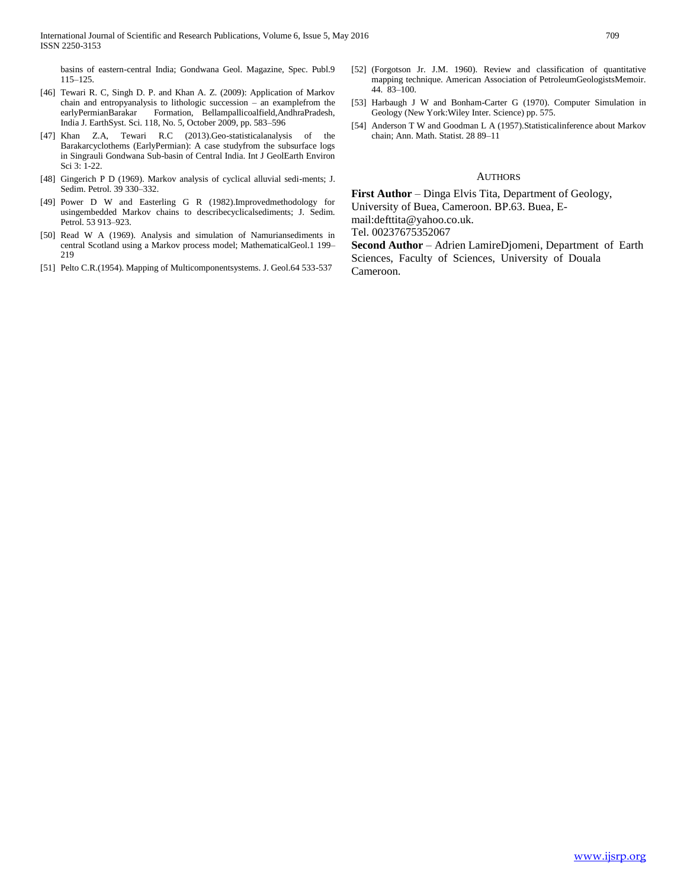basins of eastern-central India; Gondwana Geol. Magazine, Spec. Publ.9 115–125.

[46] Tewari R. C, Singh D. P. and Khan A. Z. (2009): Application of Markov chain and entropyanalysis to lithologic succession – an examplefrom the earlyPermianBarakar Formation, Bellampallicoalfield,AndhraPradesh, India J. EarthSyst. Sci. 118, No. 5, October 2009, pp. 583–596

[47] Khan Z.A, Tewari R.C (2013).Geo-statisticalanalysis of the Barakarcyclothems (EarlyPermian): A case studyfrom the subsurface logs in Singrauli Gondwana Sub-basin of Central India. Int J GeolEarth Environ Sci 3: 1-22.

[48] Gingerich P D (1969). Markov analysis of cyclical alluvial sedi-ments; J. Sedim. Petrol. 39 330–332.

[49] Power D W and Easterling G R (1982).Improvedmethodology for usingembedded Markov chains to describecyclicalsediments; J. Sedim. Petrol. 53 913–923.

[50] Read W A (1969). Analysis and simulation of Namuriansediments in central Scotland using a Markov process model; MathematicalGeol.1 199–219

[51] Pelto C.R.(1954). Mapping of Multicomponentsystems. J. Geol.64 533-537

[52] (Forgotson Jr. J.M. 1960). Review and classification of quantitative mapping technique. American Association of PetroleumGeologistsMemoir. 44. 83–100.

[53] Harbaugh J W and Bonham-Carter G (1970). Computer Simulation in Geology (New York:Wiley Inter. Science) pp. 575.

[54] Anderson T W and Goodman L A (1957).Statisticalinference about Markov chain; Ann. Math. Statist. 28 89–11

## AUTHORS

**First Author** – Dinga Elvis Tita, Department of Geology, University of Buea, Cameroon. BP.63. Buea, E-mail:defttita@yahoo.co.uk.
Tel. 00237675352067

**Second Author** – Adrien LamireDjomeni, Department of Earth Sciences, Faculty of Sciences, University of Douala Cameroon.